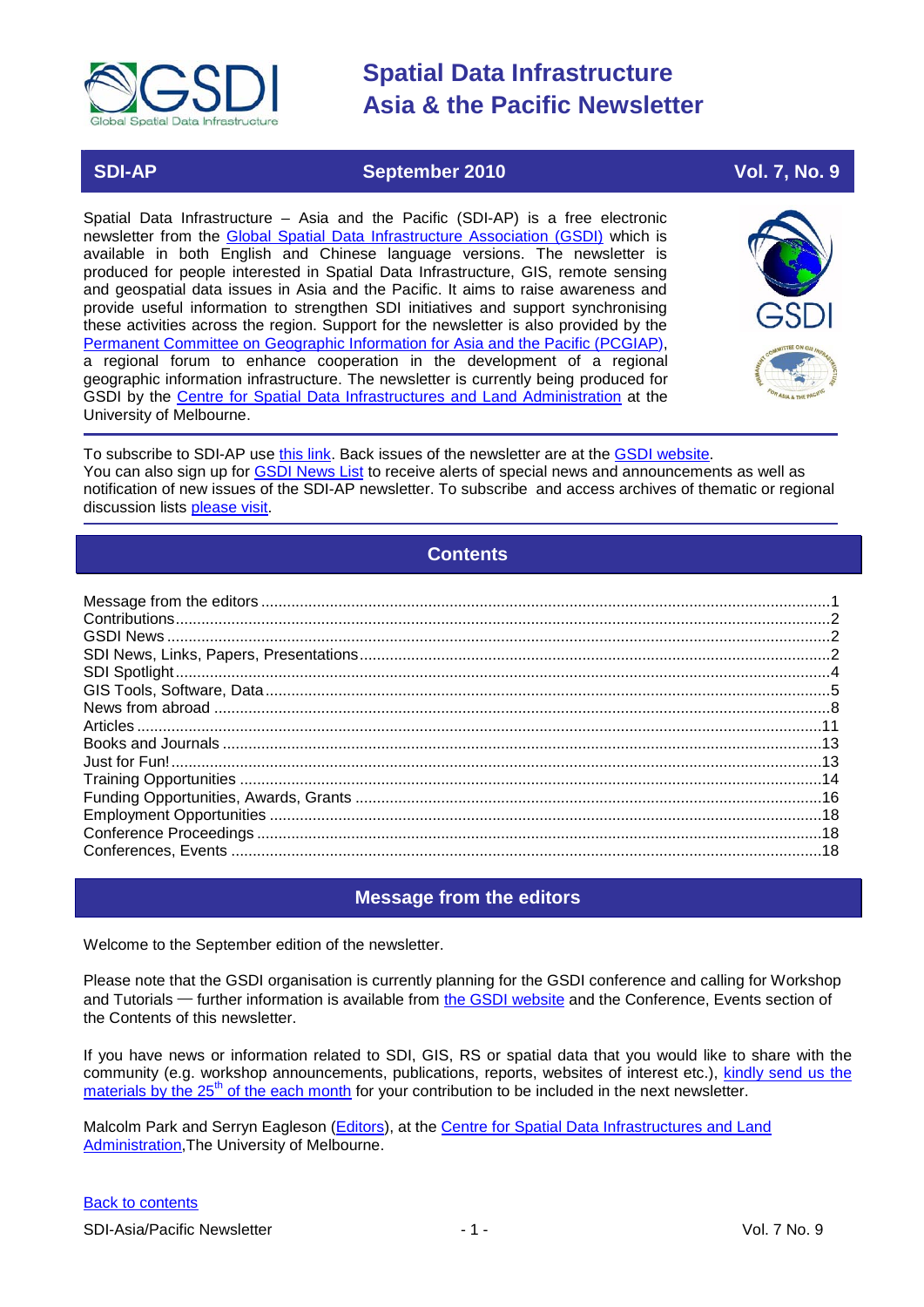# Spatial Data Infrastructure Asia & the Pacific Newsletter

**SDI-AP** | **September 2010** | **Vol. 7, No. 9**

Spatial Data Infrastructure – Asia and the Pacific (SDI-AP) is a free electronic newsletter from the Global Spatial Data Infrastructure Association (GSDI) which is available in both English and Chinese language versions. The newsletter is produced for people interested in Spatial Data Infrastructure, GIS, remote sensing and geospatial data issues in Asia and the Pacific. It aims to raise awareness and provide useful information to strengthen SDI initiatives and support synchronising these activities across the region. Support for the newsletter is also provided by the Permanent Committee on Geographic Information for Asia and the Pacific (PCGIAP), a regional forum to enhance cooperation in the development of a regional geographic information infrastructure. The newsletter is currently being produced for GSDI by the Centre for Spatial Data Infrastructures and Land Administration at the University of Melbourne.

To subscribe to SDI-AP use this link. Back issues of the newsletter are at the GSDI website. You can also sign up for GSDI News List to receive alerts of special news and announcements as well as notification of new issues of the SDI-AP newsletter. To subscribe and access archives of thematic or regional discussion lists please visit.

## Contents

- Message from the editors ... 1
- Contributions ... 2
- GSDI News ... 2
- SDI News, Links, Papers, Presentations ... 2
- SDI Spotlight ... 4
- GIS Tools, Software, Data ... 5
- News from abroad ... 8
- Articles ... 11
- Books and Journals ... 13
- Just for Fun! ... 13
- Training Opportunities ... 14
- Funding Opportunities, Awards, Grants ... 16
- Employment Opportunities ... 18
- Conference Proceedings ... 18
- Conferences, Events ... 18

## Message from the editors

Welcome to the September edition of the newsletter.

Please note that the GSDI organisation is currently planning for the GSDI conference and calling for Workshop and Tutorials — further information is available from the GSDI website and the Conference, Events section of the Contents of this newsletter.

If you have news or information related to SDI, GIS, RS or spatial data that you would like to share with the community (e.g. workshop announcements, publications, reports, websites of interest etc.), kindly send us the materials by the 25th of the each month for your contribution to be included in the next newsletter.

Malcolm Park and Serryn Eagleson (Editors), at the Centre for Spatial Data Infrastructures and Land Administration, The University of Melbourne.

Back to contents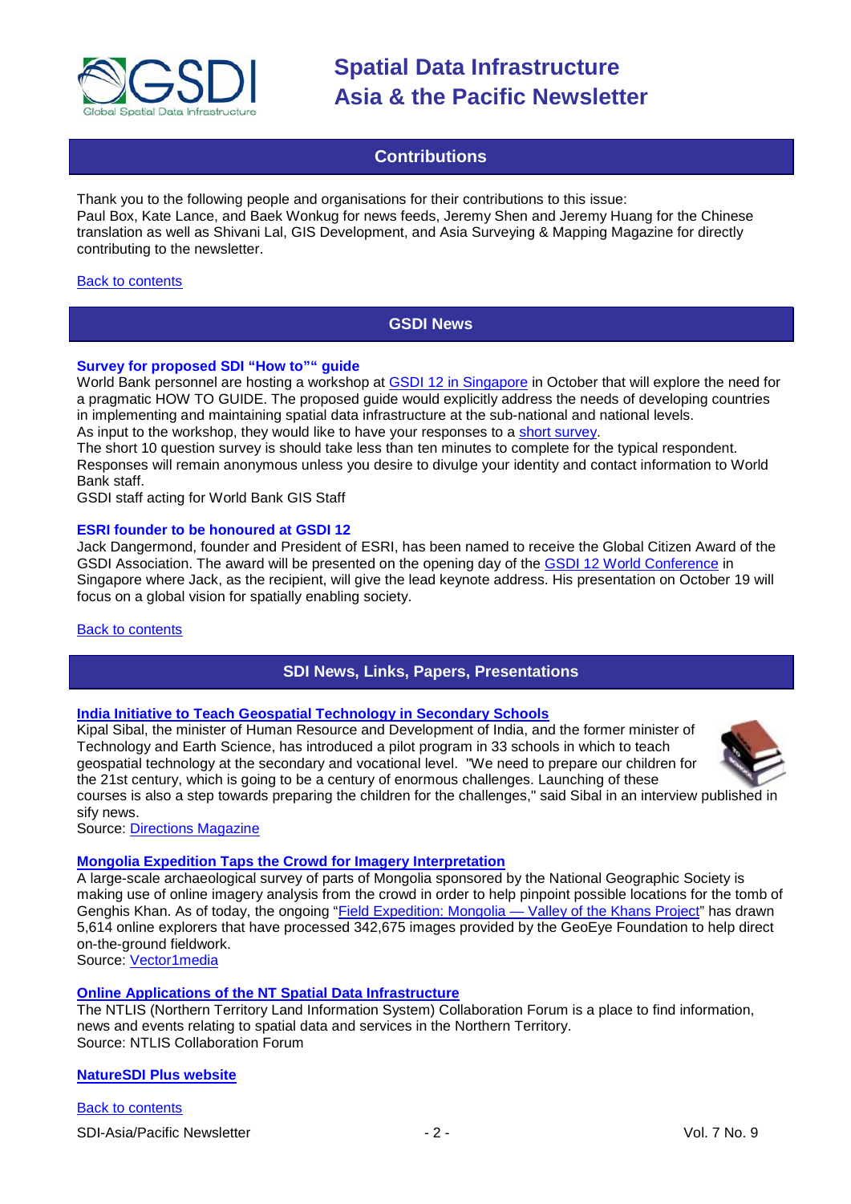## Contributions

Thank you to the following people and organisations for their contributions to this issue:
Paul Box, Kate Lance, and Baek Wonkug for news feeds, Jeremy Shen and Jeremy Huang for the Chinese translation as well as Shivani Lal, GIS Development, and Asia Surveying & Mapping Magazine for directly contributing to the newsletter.

Back to contents

## GSDI News

### Survey for proposed SDI "How to"" guide

World Bank personnel are hosting a workshop at GSDI 12 in Singapore in October that will explore the need for a pragmatic HOW TO GUIDE. The proposed guide would explicitly address the needs of developing countries in implementing and maintaining spatial data infrastructure at the sub-national and national levels.
As input to the workshop, they would like to have your responses to a short survey.
The short 10 question survey is should take less than ten minutes to complete for the typical respondent. Responses will remain anonymous unless you desire to divulge your identity and contact information to World Bank staff.
GSDI staff acting for World Bank GIS Staff

### ESRI founder to be honoured at GSDI 12

Jack Dangermond, founder and President of ESRI, has been named to receive the Global Citizen Award of the GSDI Association. The award will be presented on the opening day of the GSDI 12 World Conference in Singapore where Jack, as the recipient, will give the lead keynote address. His presentation on October 19 will focus on a global vision for spatially enabling society.

Back to contents

## SDI News, Links, Papers, Presentations

### India Initiative to Teach Geospatial Technology in Secondary Schools

Kipal Sibal, the minister of Human Resource and Development of India, and the former minister of Technology and Earth Science, has introduced a pilot program in 33 schools in which to teach geospatial technology at the secondary and vocational level. "We need to prepare our children for the 21st century, which is going to be a century of enormous challenges. Launching of these courses is also a step towards preparing the children for the challenges," said Sibal in an interview published in sify news.
Source: Directions Magazine

### Mongolia Expedition Taps the Crowd for Imagery Interpretation

A large-scale archaeological survey of parts of Mongolia sponsored by the National Geographic Society is making use of online imagery analysis from the crowd in order to help pinpoint possible locations for the tomb of Genghis Khan. As of today, the ongoing "Field Expedition: Mongolia — Valley of the Khans Project" has drawn 5,614 online explorers that have processed 342,675 images provided by the GeoEye Foundation to help direct on-the-ground fieldwork.
Source: Vector1media

### Online Applications of the NT Spatial Data Infrastructure

The NTLIS (Northern Territory Land Information System) Collaboration Forum is a place to find information, news and events relating to spatial data and services in the Northern Territory.
Source: NTLIS Collaboration Forum

### NatureSDI Plus website

Back to contents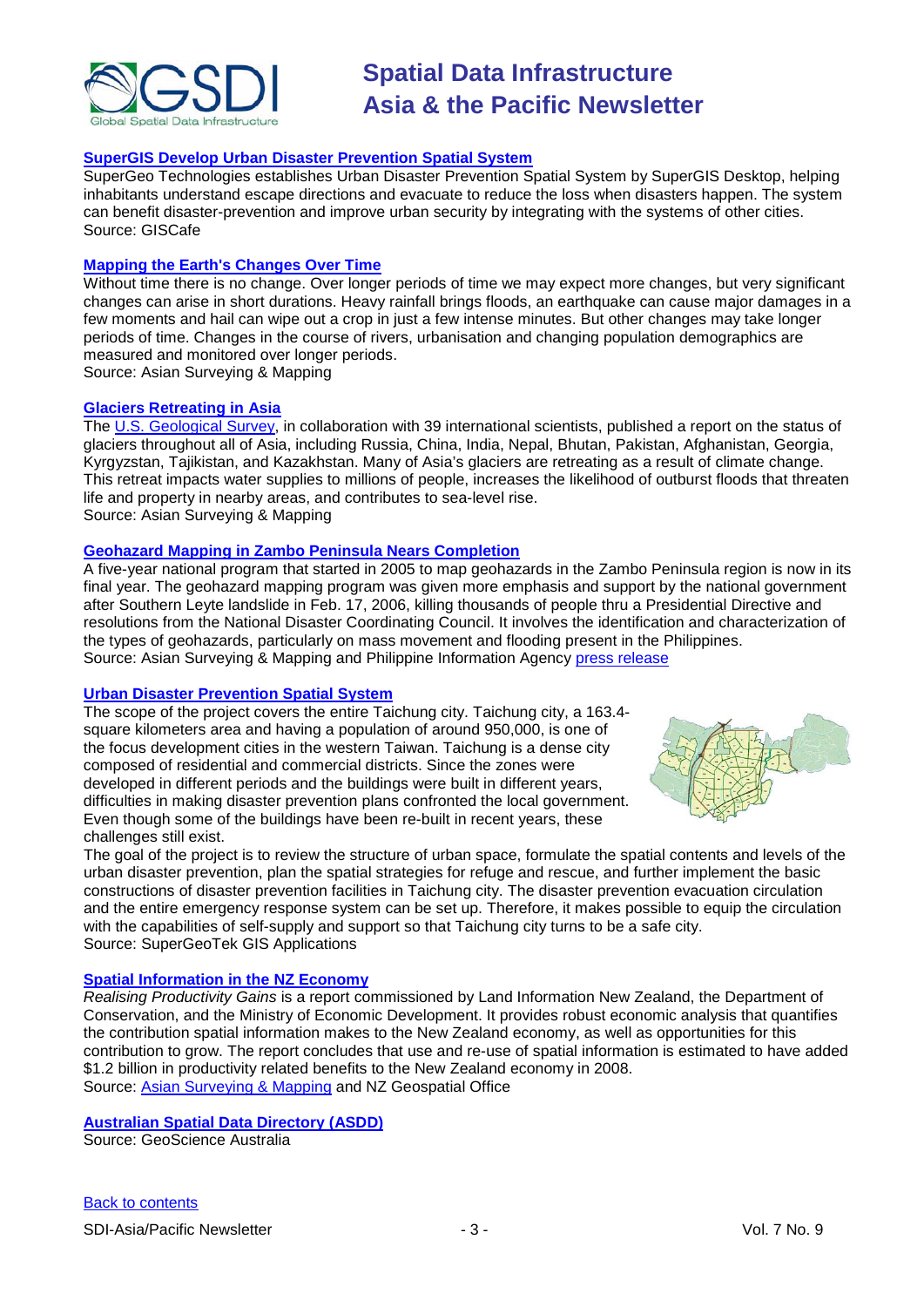### SuperGIS Develop Urban Disaster Prevention Spatial System

SuperGeo Technologies establishes Urban Disaster Prevention Spatial System by SuperGIS Desktop, helping inhabitants understand escape directions and evacuate to reduce the loss when disasters happen. The system can benefit disaster-prevention and improve urban security by integrating with the systems of other cities.
Source: GISCafe

### Mapping the Earth's Changes Over Time

Without time there is no change. Over longer periods of time we may expect more changes, but very significant changes can arise in short durations. Heavy rainfall brings floods, an earthquake can cause major damages in a few moments and hail can wipe out a crop in just a few intense minutes. But other changes may take longer periods of time. Changes in the course of rivers, urbanisation and changing population demographics are measured and monitored over longer periods.
Source: Asian Surveying & Mapping

### Glaciers Retreating in Asia

The U.S. Geological Survey, in collaboration with 39 international scientists, published a report on the status of glaciers throughout all of Asia, including Russia, China, India, Nepal, Bhutan, Pakistan, Afghanistan, Georgia, Kyrgyzstan, Tajikistan, and Kazakhstan. Many of Asia's glaciers are retreating as a result of climate change. This retreat impacts water supplies to millions of people, increases the likelihood of outburst floods that threaten life and property in nearby areas, and contributes to sea-level rise.
Source: Asian Surveying & Mapping

### Geohazard Mapping in Zambo Peninsula Nears Completion

A five-year national program that started in 2005 to map geohazards in the Zambo Peninsula region is now in its final year. The geohazard mapping program was given more emphasis and support by the national government after Southern Leyte landslide in Feb. 17, 2006, killing thousands of people thru a Presidential Directive and resolutions from the National Disaster Coordinating Council. It involves the identification and characterization of the types of geohazards, particularly on mass movement and flooding present in the Philippines.
Source: Asian Surveying & Mapping and Philippine Information Agency press release

### Urban Disaster Prevention Spatial System

The scope of the project covers the entire Taichung city. Taichung city, a 163.4-square kilometers area and having a population of around 950,000, is one of the focus development cities in the western Taiwan. Taichung is a dense city composed of residential and commercial districts. Since the zones were developed in different periods and the buildings were built in different years, difficulties in making disaster prevention plans confronted the local government. Even though some of the buildings have been re-built in recent years, these challenges still exist.

The goal of the project is to review the structure of urban space, formulate the spatial contents and levels of the urban disaster prevention, plan the spatial strategies for refuge and rescue, and further implement the basic constructions of disaster prevention facilities in Taichung city. The disaster prevention evacuation circulation and the entire emergency response system can be set up. Therefore, it makes possible to equip the circulation with the capabilities of self-supply and support so that Taichung city turns to be a safe city.
Source: SuperGeoTek GIS Applications

### Spatial Information in the NZ Economy

*Realising Productivity Gains* is a report commissioned by Land Information New Zealand, the Department of Conservation, and the Ministry of Economic Development. It provides robust economic analysis that quantifies the contribution spatial information makes to the New Zealand economy, as well as opportunities for this contribution to grow. The report concludes that use and re-use of spatial information is estimated to have added $1.2 billion in productivity related benefits to the New Zealand economy in 2008.
Source: Asian Surveying & Mapping and NZ Geospatial Office

### Australian Spatial Data Directory (ASDD)

Source: GeoScience Australia

Back to contents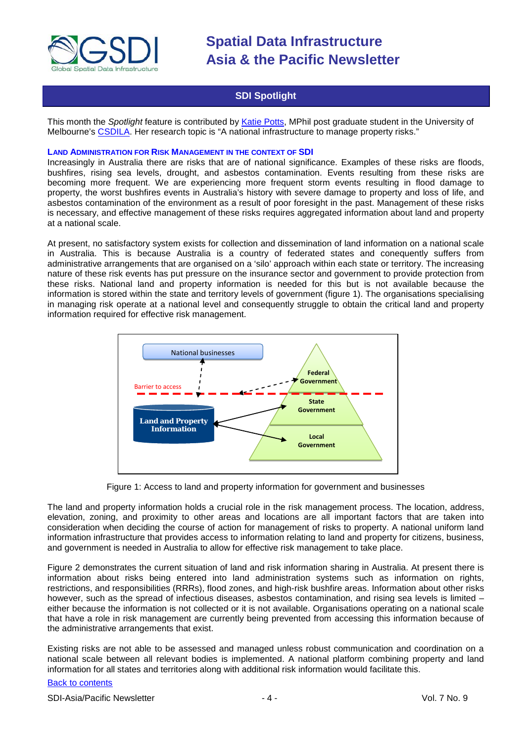## SDI Spotlight

This month the *Spotlight* feature is contributed by Katie Potts, MPhil post graduate student in the University of Melbourne's CSDILA. Her research topic is "A national infrastructure to manage property risks."

### LAND ADMINISTRATION FOR RISK MANAGEMENT IN THE CONTEXT OF SDI

Increasingly in Australia there are risks that are of national significance. Examples of these risks are floods, bushfires, rising sea levels, drought, and asbestos contamination. Events resulting from these risks are becoming more frequent. We are experiencing more frequent storm events resulting in flood damage to property, the worst bushfires events in Australia's history with severe damage to property and loss of life, and asbestos contamination of the environment as a result of poor foresight in the past. Management of these risks is necessary, and effective management of these risks requires aggregated information about land and property at a national scale.

At present, no satisfactory system exists for collection and dissemination of land information on a national scale in Australia. This is because Australia is a country of federated states and conequently suffers from administrative arrangements that are organised on a 'silo' approach within each state or territory. The increasing nature of these risk events has put pressure on the insurance sector and government to provide protection from these risks. National land and property information is needed for this but is not available because the information is stored within the state and territory levels of government (figure 1). The organisations specialising in managing risk operate at a national level and consequently struggle to obtain the critical land and property information required for effective risk management.

Figure 1: Access to land and property information for government and businesses

The land and property information holds a crucial role in the risk management process. The location, address, elevation, zoning, and proximity to other areas and locations are all important factors that are taken into consideration when deciding the course of action for management of risks to property. A national uniform land information infrastructure that provides access to information relating to land and property for citizens, business, and government is needed in Australia to allow for effective risk management to take place.

Figure 2 demonstrates the current situation of land and risk information sharing in Australia. At present there is information about risks being entered into land administration systems such as information on rights, restrictions, and responsibilities (RRRs), flood zones, and high-risk bushfire areas. Information about other risks however, such as the spread of infectious diseases, asbestos contamination, and rising sea levels is limited – either because the information is not collected or it is not available. Organisations operating on a national scale that have a role in risk management are currently being prevented from accessing this information because of the administrative arrangements that exist.

Existing risks are not able to be assessed and managed unless robust communication and coordination on a national scale between all relevant bodies is implemented. A national platform combining property and land information for all states and territories along with additional risk information would facilitate this.

Back to contents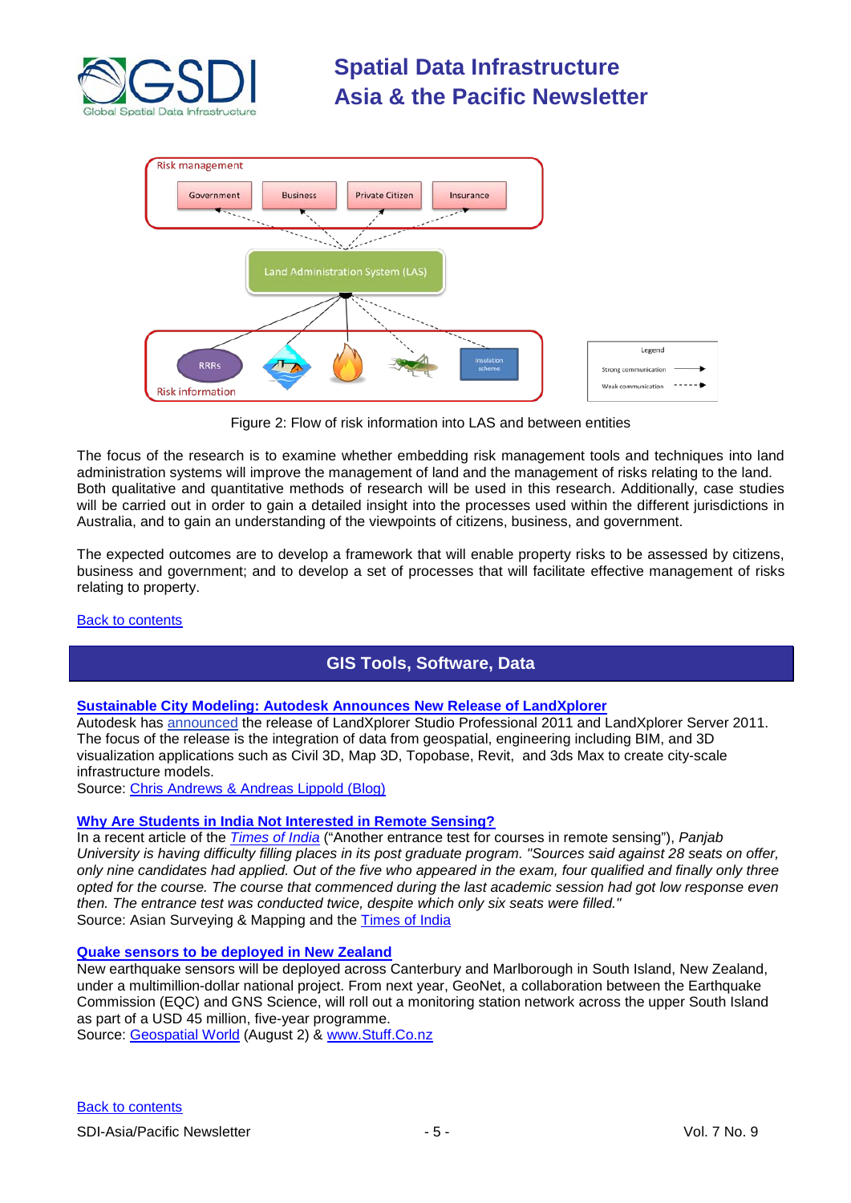Figure 2: Flow of risk information into LAS and between entities

The focus of the research is to examine whether embedding risk management tools and techniques into land administration systems will improve the management of land and the management of risks relating to the land. Both qualitative and quantitative methods of research will be used in this research. Additionally, case studies will be carried out in order to gain a detailed insight into the processes used within the different jurisdictions in Australia, and to gain an understanding of the viewpoints of citizens, business, and government.

The expected outcomes are to develop a framework that will enable property risks to be assessed by citizens, business and government; and to develop a set of processes that will facilitate effective management of risks relating to property.

Back to contents

## GIS Tools, Software, Data

**Sustainable City Modeling: Autodesk Announces New Release of LandXplorer**

Autodesk has announced the release of LandXplorer Studio Professional 2011 and LandXplorer Server 2011. The focus of the release is the integration of data from geospatial, engineering including BIM, and 3D visualization applications such as Civil 3D, Map 3D, Topobase, Revit, and 3ds Max to create city-scale infrastructure models.
Source: Chris Andrews & Andreas Lippold (Blog)

**Why Are Students in India Not Interested in Remote Sensing?**

In a recent article of the *Times of India* ("Another entrance test for courses in remote sensing"), *Panjab University is having difficulty filling places in its post graduate program. "Sources said against 28 seats on offer, only nine candidates had applied. Out of the five who appeared in the exam, four qualified and finally only three opted for the course. The course that commenced during the last academic session had got low response even then. The entrance test was conducted twice, despite which only six seats were filled."*
Source: Asian Surveying & Mapping and the Times of India

**Quake sensors to be deployed in New Zealand**

New earthquake sensors will be deployed across Canterbury and Marlborough in South Island, New Zealand, under a multimillion-dollar national project. From next year, GeoNet, a collaboration between the Earthquake Commission (EQC) and GNS Science, will roll out a monitoring station network across the upper South Island as part of a USD 45 million, five-year programme.
Source: Geospatial World (August 2) & www.Stuff.Co.nz

Back to contents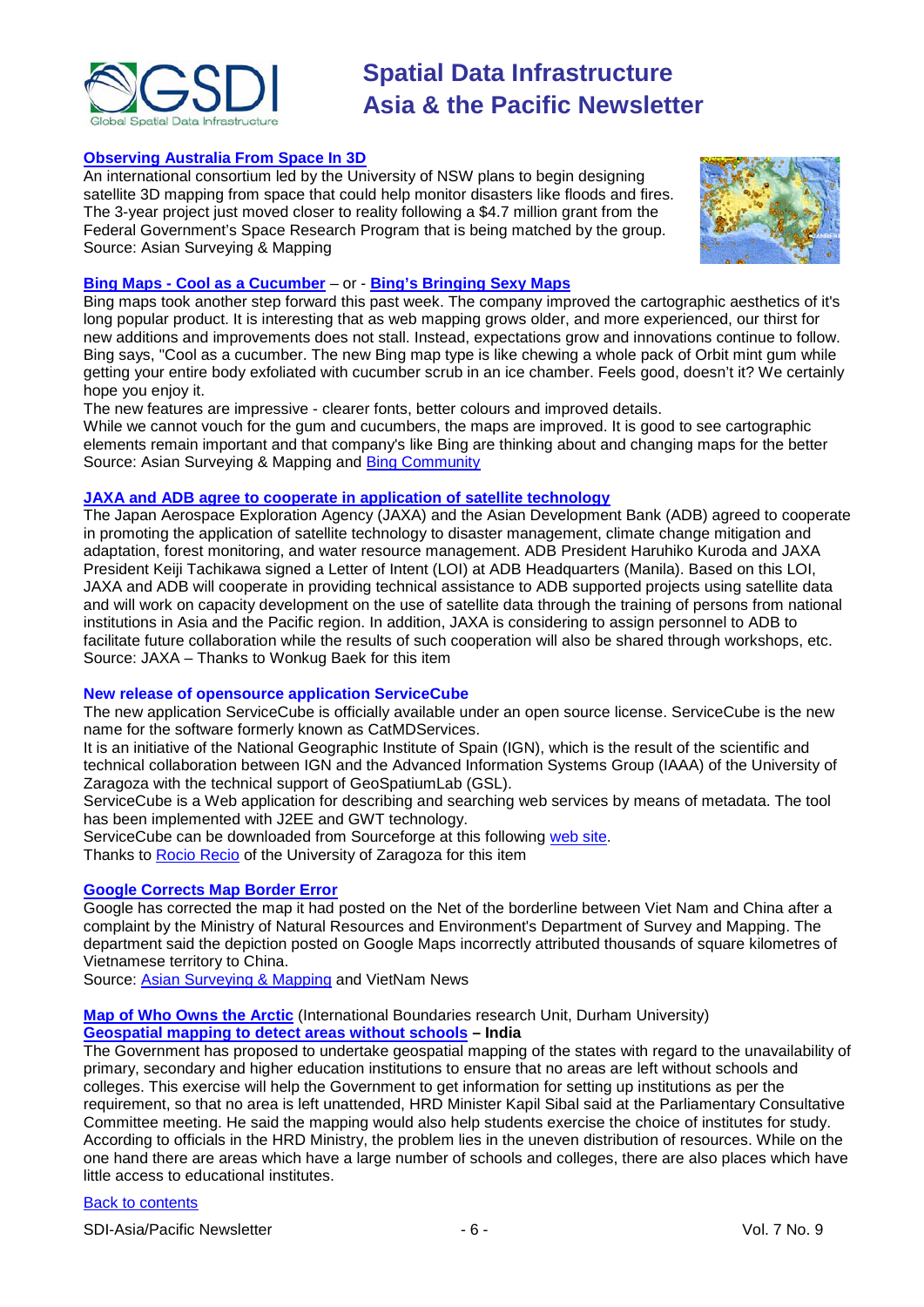### [Observing Australia From Space In 3D]

An international consortium led by the University of NSW plans to begin designing satellite 3D mapping from space that could help monitor disasters like floods and fires. The 3-year project just moved closer to reality following a $4.7 million grant from the Federal Government's Space Research Program that is being matched by the group.
Source: Asian Surveying & Mapping

### [Bing Maps - Cool as a Cucumber] – or - [Bing's Bringing Sexy Maps]

Bing maps took another step forward this past week. The company improved the cartographic aesthetics of it's long popular product. It is interesting that as web mapping grows older, and more experienced, our thirst for new additions and improvements does not stall. Instead, expectations grow and innovations continue to follow. Bing says, "Cool as a cucumber. The new Bing map type is like chewing a whole pack of Orbit mint gum while getting your entire body exfoliated with cucumber scrub in an ice chamber. Feels good, doesn't it? We certainly hope you enjoy it.

The new features are impressive - clearer fonts, better colours and improved details.

While we cannot vouch for the gum and cucumbers, the maps are improved. It is good to see cartographic elements remain important and that company's like Bing are thinking about and changing maps for the better
Source: Asian Surveying & Mapping and Bing Community

### [JAXA and ADB agree to cooperate in application of satellite technology]

The Japan Aerospace Exploration Agency (JAXA) and the Asian Development Bank (ADB) agreed to cooperate in promoting the application of satellite technology to disaster management, climate change mitigation and adaptation, forest monitoring, and water resource management. ADB President Haruhiko Kuroda and JAXA President Keiji Tachikawa signed a Letter of Intent (LOI) at ADB Headquarters (Manila). Based on this LOI, JAXA and ADB will cooperate in providing technical assistance to ADB supported projects using satellite data and will work on capacity development on the use of satellite data through the training of persons from national institutions in Asia and the Pacific region. In addition, JAXA is considering to assign personnel to ADB to facilitate future collaboration while the results of such cooperation will also be shared through workshops, etc.
Source: JAXA – Thanks to Wonkug Baek for this item

### New release of opensource application ServiceCube

The new application ServiceCube is officially available under an open source license. ServiceCube is the new name for the software formerly known as CatMDServices.

It is an initiative of the National Geographic Institute of Spain (IGN), which is the result of the scientific and technical collaboration between IGN and the Advanced Information Systems Group (IAAA) of the University of Zaragoza with the technical support of GeoSpatiumLab (GSL).

ServiceCube is a Web application for describing and searching web services by means of metadata. The tool has been implemented with J2EE and GWT technology.

ServiceCube can be downloaded from Sourceforge at this following web site.
Thanks to Rocio Recio of the University of Zaragoza for this item

### [Google Corrects Map Border Error]

Google has corrected the map it had posted on the Net of the borderline between Viet Nam and China after a complaint by the Ministry of Natural Resources and Environment's Department of Survey and Mapping. The department said the depiction posted on Google Maps incorrectly attributed thousands of square kilometres of Vietnamese territory to China.
Source: Asian Surveying & Mapping and VietNam News

### [Map of Who Owns the Arctic] (International Boundaries research Unit, Durham University)

### [Geospatial mapping to detect areas without schools] – India

The Government has proposed to undertake geospatial mapping of the states with regard to the unavailability of primary, secondary and higher education institutions to ensure that no areas are left without schools and colleges. This exercise will help the Government to get information for setting up institutions as per the requirement, so that no area is left unattended, HRD Minister Kapil Sibal said at the Parliamentary Consultative Committee meeting. He said the mapping would also help students exercise the choice of institutes for study. According to officials in the HRD Ministry, the problem lies in the uneven distribution of resources. While on the one hand there are areas which have a large number of schools and colleges, there are also places which have little access to educational institutes.

Back to contents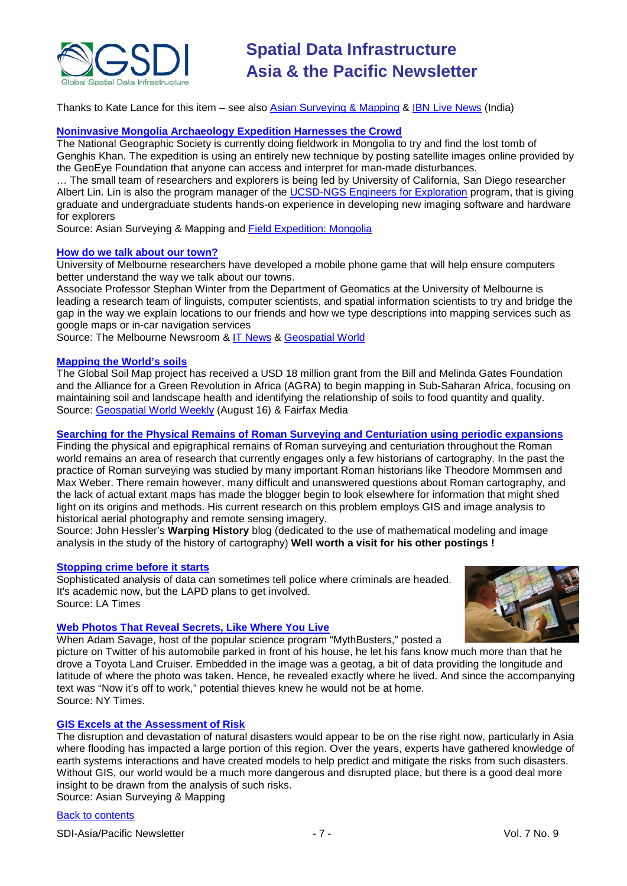Thanks to Kate Lance for this item – see also Asian Surveying & Mapping & IBN Live News (India)

### Noninvasive Mongolia Archaeology Expedition Harnesses the Crowd

The National Geographic Society is currently doing fieldwork in Mongolia to try and find the lost tomb of Genghis Khan. The expedition is using an entirely new technique by posting satellite images online provided by the GeoEye Foundation that anyone can access and interpret for man-made disturbances.

… The small team of researchers and explorers is being led by University of California, San Diego researcher Albert Lin. Lin is also the program manager of the UCSD-NGS Engineers for Exploration program, that is giving graduate and undergraduate students hands-on experience in developing new imaging software and hardware for explorers

Source: Asian Surveying & Mapping and Field Expedition: Mongolia

### How do we talk about our town?

University of Melbourne researchers have developed a mobile phone game that will help ensure computers better understand the way we talk about our towns.

Associate Professor Stephan Winter from the Department of Geomatics at the University of Melbourne is leading a research team of linguists, computer scientists, and spatial information scientists to try and bridge the gap in the way we explain locations to our friends and how we type descriptions into mapping services such as google maps or in-car navigation services

Source: The Melbourne Newsroom & IT News & Geospatial World

### Mapping the World's soils

The Global Soil Map project has received a USD 18 million grant from the Bill and Melinda Gates Foundation and the Alliance for a Green Revolution in Africa (AGRA) to begin mapping in Sub-Saharan Africa, focusing on maintaining soil and landscape health and identifying the relationship of soils to food quantity and quality.

Source: Geospatial World Weekly (August 16) & Fairfax Media

### Searching for the Physical Remains of Roman Surveying and Centuriation using periodic expansions

Finding the physical and epigraphical remains of Roman surveying and centuriation throughout the Roman world remains an area of research that currently engages only a few historians of cartography. In the past the practice of Roman surveying was studied by many important Roman historians like Theodore Mommsen and Max Weber. There remain however, many difficult and unanswered questions about Roman cartography, and the lack of actual extant maps has made the blogger begin to look elsewhere for information that might shed light on its origins and methods. His current research on this problem employs GIS and image analysis to historical aerial photography and remote sensing imagery.

Source: John Hessler's **Warping History** blog (dedicated to the use of mathematical modeling and image analysis in the study of the history of cartography) **Well worth a visit for his other postings !**

### Stopping crime before it starts

Sophisticated analysis of data can sometimes tell police where criminals are headed. It's academic now, but the LAPD plans to get involved.

Source: LA Times

### Web Photos That Reveal Secrets, Like Where You Live

When Adam Savage, host of the popular science program "MythBusters," posted a picture on Twitter of his automobile parked in front of his house, he let his fans know much more than that he drove a Toyota Land Cruiser. Embedded in the image was a geotag, a bit of data providing the longitude and latitude of where the photo was taken. Hence, he revealed exactly where he lived. And since the accompanying text was "Now it's off to work," potential thieves knew he would not be at home.

Source: NY Times.

### GIS Excels at the Assessment of Risk

The disruption and devastation of natural disasters would appear to be on the rise right now, particularly in Asia where flooding has impacted a large portion of this region. Over the years, experts have gathered knowledge of earth systems interactions and have created models to help predict and mitigate the risks from such disasters. Without GIS, our world would be a much more dangerous and disrupted place, but there is a good deal more insight to be drawn from the analysis of such risks.

Source: Asian Surveying & Mapping

Back to contents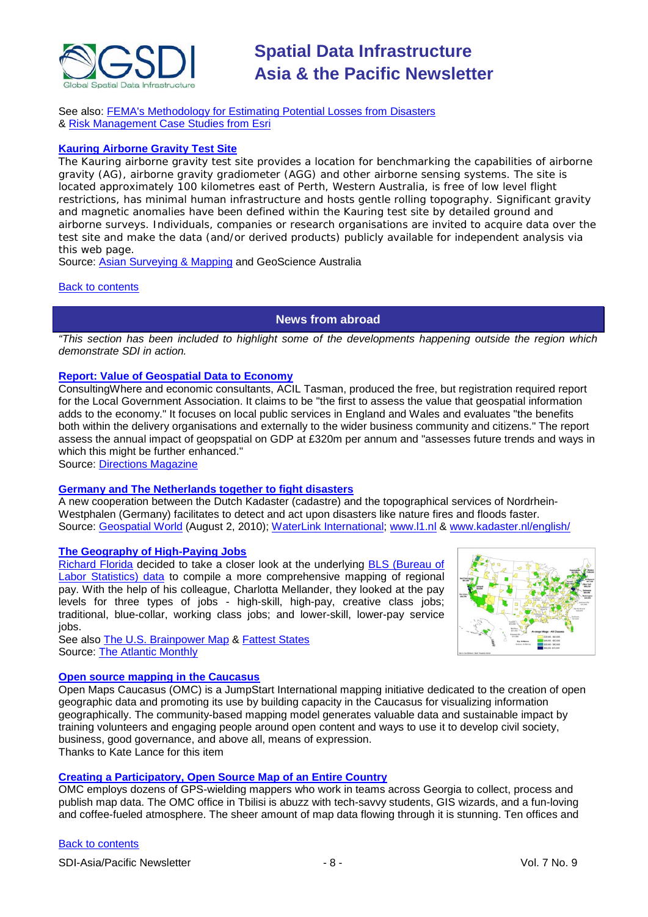See also: FEMA's Methodology for Estimating Potential Losses from Disasters
& Risk Management Case Studies from Esri

**Kauring Airborne Gravity Test Site**

The Kauring airborne gravity test site provides a location for benchmarking the capabilities of airborne gravity (AG), airborne gravity gradiometer (AGG) and other airborne sensing systems. The site is located approximately 100 kilometres east of Perth, Western Australia, is free of low level flight restrictions, has minimal human infrastructure and hosts gentle rolling topography. Significant gravity and magnetic anomalies have been defined within the Kauring test site by detailed ground and airborne surveys. Individuals, companies or research organisations are invited to acquire data over the test site and make the data (and/or derived products) publicly available for independent analysis via this web page.
Source: Asian Surveying & Mapping and GeoScience Australia

Back to contents

## News from abroad

*"This section has been included to highlight some of the developments happening outside the region which demonstrate SDI in action.*

**Report: Value of Geospatial Data to Economy**

ConsultingWhere and economic consultants, ACIL Tasman, produced the free, but registration required report for the Local Government Association. It claims to be "the first to assess the value that geospatial information adds to the economy." It focuses on local public services in England and Wales and evaluates "the benefits both within the delivery organisations and externally to the wider business community and citizens." The report assess the annual impact of geopspatial on GDP at £320m per annum and "assesses future trends and ways in which this might be further enhanced."
Source: Directions Magazine

**Germany and The Netherlands together to fight disasters**

A new cooperation between the Dutch Kadaster (cadastre) and the topographical services of Nordrhein-Westphalen (Germany) facilitates to detect and act upon disasters like nature fires and floods faster.
Source: Geospatial World (August 2, 2010); WaterLink International; www.l1.nl & www.kadaster.nl/english/

**The Geography of High-Paying Jobs**

Richard Florida decided to take a closer look at the underlying BLS (Bureau of Labor Statistics) data to compile a more comprehensive mapping of regional pay. With the help of his colleague, Charlotta Mellander, they looked at the pay levels for three types of jobs - high-skill, high-pay, creative class jobs; traditional, blue-collar, working class jobs; and lower-skill, lower-pay service jobs.
See also The U.S. Brainpower Map & Fattest States
Source: The Atlantic Monthly

**Open source mapping in the Caucasus**

Open Maps Caucasus (OMC) is a JumpStart International mapping initiative dedicated to the creation of open geographic data and promoting its use by building capacity in the Caucasus for visualizing information geographically. The community-based mapping model generates valuable data and sustainable impact by training volunteers and engaging people around open content and ways to use it to develop civil society, business, good governance, and above all, means of expression.
Thanks to Kate Lance for this item

**Creating a Participatory, Open Source Map of an Entire Country**

OMC employs dozens of GPS-wielding mappers who work in teams across Georgia to collect, process and publish map data. The OMC office in Tbilisi is abuzz with tech-savvy students, GIS wizards, and a fun-loving and coffee-fueled atmosphere. The sheer amount of map data flowing through it is stunning. Ten offices and

Back to contents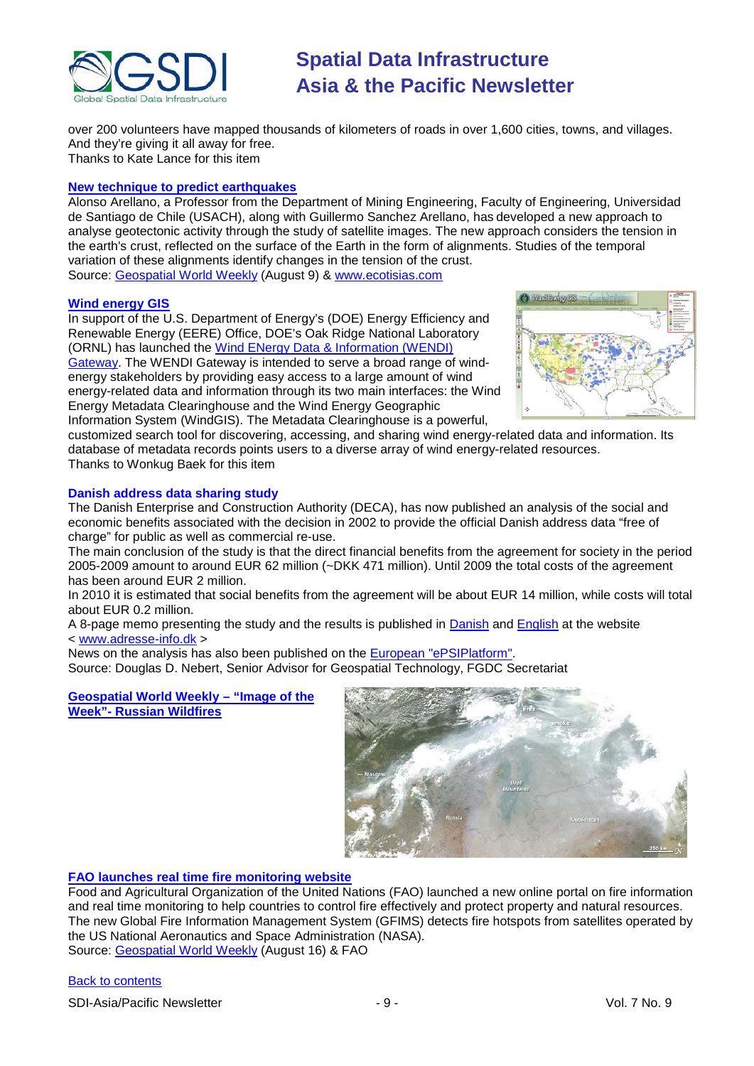over 200 volunteers have mapped thousands of kilometers of roads in over 1,600 cities, towns, and villages. And they're giving it all away for free.
Thanks to Kate Lance for this item

**New technique to predict earthquakes**

Alonso Arellano, a Professor from the Department of Mining Engineering, Faculty of Engineering, Universidad de Santiago de Chile (USACH), along with Guillermo Sanchez Arellano, has developed a new approach to analyse geotectonic activity through the study of satellite images. The new approach considers the tension in the earth's crust, reflected on the surface of the Earth in the form of alignments. Studies of the temporal variation of these alignments identify changes in the tension of the crust.
Source: Geospatial World Weekly (August 9) & www.ecotisias.com

**Wind energy GIS**

In support of the U.S. Department of Energy's (DOE) Energy Efficiency and Renewable Energy (EERE) Office, DOE's Oak Ridge National Laboratory (ORNL) has launched the Wind ENergy Data & Information (WENDI) Gateway. The WENDI Gateway is intended to serve a broad range of wind-energy stakeholders by providing easy access to a large amount of wind energy-related data and information through its two main interfaces: the Wind Energy Metadata Clearinghouse and the Wind Energy Geographic Information System (WindGIS). The Metadata Clearinghouse is a powerful, customized search tool for discovering, accessing, and sharing wind energy-related data and information. Its database of metadata records points users to a diverse array of wind energy-related resources.
Thanks to Wonkug Baek for this item

**Danish address data sharing study**

The Danish Enterprise and Construction Authority (DECA), has now published an analysis of the social and economic benefits associated with the decision in 2002 to provide the official Danish address data "free of charge" for public as well as commercial re-use.
The main conclusion of the study is that the direct financial benefits from the agreement for society in the period 2005-2009 amount to around EUR 62 million (~DKK 471 million). Until 2009 the total costs of the agreement has been around EUR 2 million.
In 2010 it is estimated that social benefits from the agreement will be about EUR 14 million, while costs will total about EUR 0.2 million.
A 8-page memo presenting the study and the results is published in Danish and English at the website < www.adresse-info.dk >
News on the analysis has also been published on the European "ePSIPlatform".
Source: Douglas D. Nebert, Senior Advisor for Geospatial Technology, FGDC Secretariat

**Geospatial World Weekly – "Image of the Week"- Russian Wildfires**

**FAO launches real time fire monitoring website**

Food and Agricultural Organization of the United Nations (FAO) launched a new online portal on fire information and real time monitoring to help countries to control fire effectively and protect property and natural resources. The new Global Fire Information Management System (GFIMS) detects fire hotspots from satellites operated by the US National Aeronautics and Space Administration (NASA).
Source: Geospatial World Weekly (August 16) & FAO

Back to contents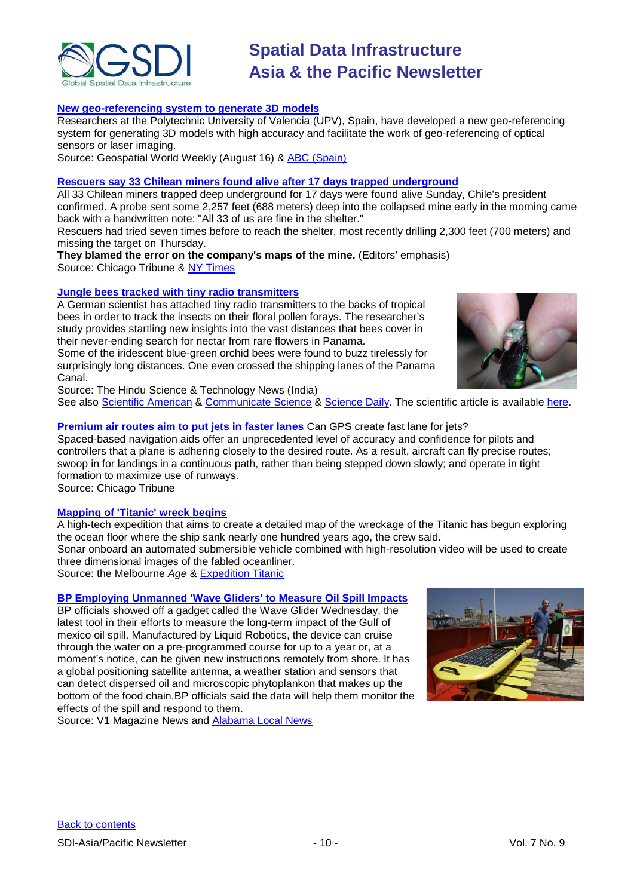**New geo-referencing system to generate 3D models**

Researchers at the Polytechnic University of Valencia (UPV), Spain, have developed a new geo-referencing system for generating 3D models with high accuracy and facilitate the work of geo-referencing of optical sensors or laser imaging.

Source: Geospatial World Weekly (August 16) & ABC (Spain)

**Rescuers say 33 Chilean miners found alive after 17 days trapped underground**

All 33 Chilean miners trapped deep underground for 17 days were found alive Sunday, Chile's president confirmed. A probe sent some 2,257 feet (688 meters) deep into the collapsed mine early in the morning came back with a handwritten note: "All 33 of us are fine in the shelter."

Rescuers had tried seven times before to reach the shelter, most recently drilling 2,300 feet (700 meters) and missing the target on Thursday.

**They blamed the error on the company's maps of the mine.** (Editors' emphasis)

Source: Chicago Tribune & NY Times

**Jungle bees tracked with tiny radio transmitters**

A German scientist has attached tiny radio transmitters to the backs of tropical bees in order to track the insects on their floral pollen forays. The researcher's study provides startling new insights into the vast distances that bees cover in their never-ending search for nectar from rare flowers in Panama.

Some of the iridescent blue-green orchid bees were found to buzz tirelessly for surprisingly long distances. One even crossed the shipping lanes of the Panama Canal.

Source: The Hindu Science & Technology News (India)

See also Scientific American & Communicate Science & Science Daily. The scientific article is available here.

**Premium air routes aim to put jets in faster lanes** Can GPS create fast lane for jets?

Spaced-based navigation aids offer an unprecedented level of accuracy and confidence for pilots and controllers that a plane is adhering closely to the desired route. As a result, aircraft can fly precise routes; swoop in for landings in a continuous path, rather than being stepped down slowly; and operate in tight formation to maximize use of runways.

Source: Chicago Tribune

**Mapping of 'Titanic' wreck begins**

A high-tech expedition that aims to create a detailed map of the wreckage of the Titanic has begun exploring the ocean floor where the ship sank nearly one hundred years ago, the crew said.

Sonar onboard an automated submersible vehicle combined with high-resolution video will be used to create three dimensional images of the fabled oceanliner.

Source: the Melbourne *Age* & Expedition Titanic

**BP Employing Unmanned 'Wave Gliders' to Measure Oil Spill Impacts**

BP officials showed off a gadget called the Wave Glider Wednesday, the latest tool in their efforts to measure the long-term impact of the Gulf of mexico oil spill. Manufactured by Liquid Robotics, the device can cruise through the water on a pre-programmed course for up to a year or, at a moment's notice, can be given new instructions remotely from shore. It has a global positioning satellite antenna, a weather station and sensors that can detect dispersed oil and microscopic phytoplankon that makes up the bottom of the food chain.BP officials said the data will help them monitor the effects of the spill and respond to them.

Source: V1 Magazine News and Alabama Local News

Back to contents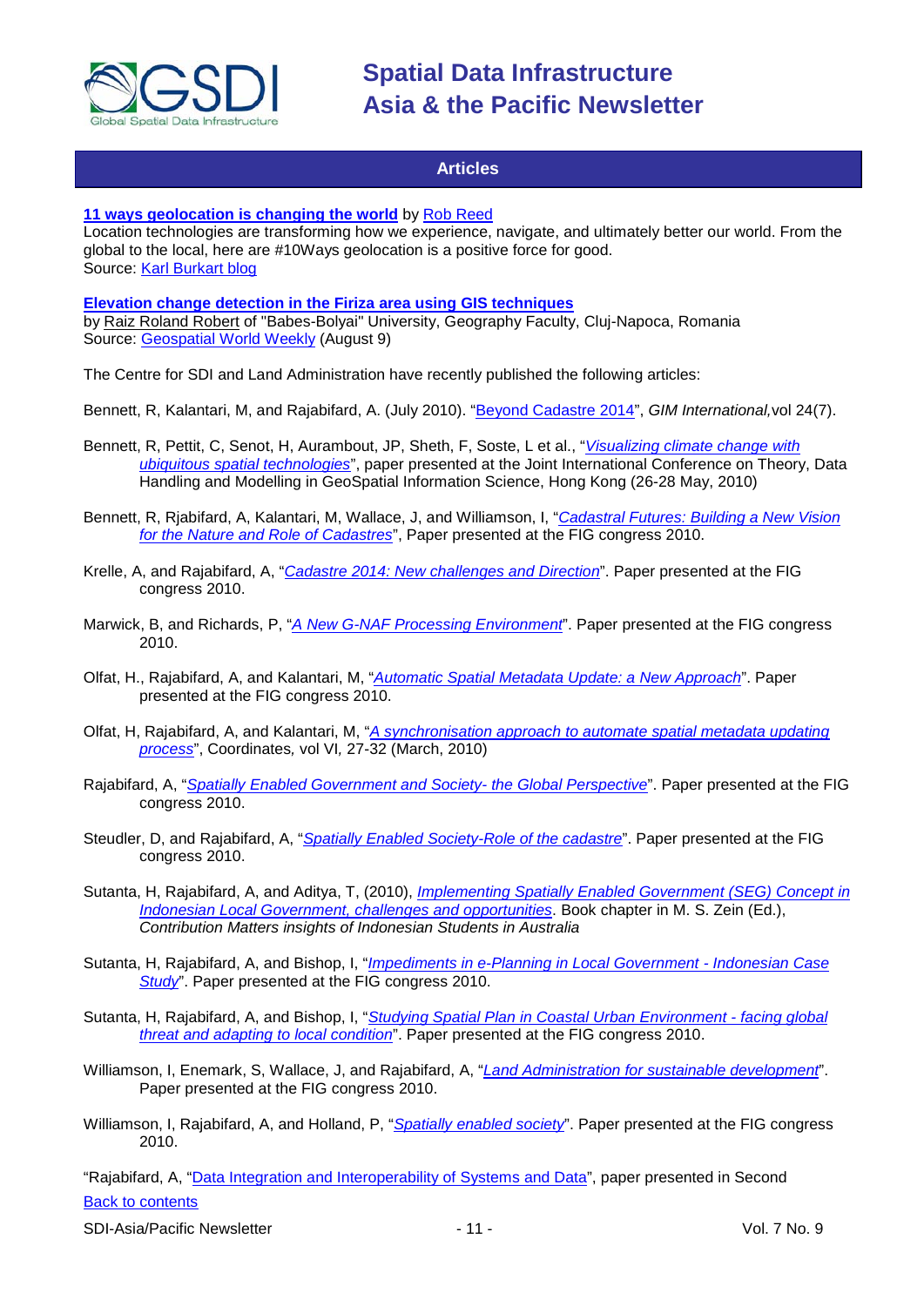## Articles

**11 ways geolocation is changing the world** by Rob Reed
Location technologies are transforming how we experience, navigate, and ultimately better our world. From the global to the local, here are #10Ways geolocation is a positive force for good.
Source: Karl Burkart blog

**Elevation change detection in the Firiza area using GIS techniques**
by Raiz Roland Robert of "Babes-Bolyai" University, Geography Faculty, Cluj-Napoca, Romania
Source: Geospatial World Weekly (August 9)

The Centre for SDI and Land Administration have recently published the following articles:

Bennett, R, Kalantari, M, and Rajabifard, A. (July 2010). "Beyond Cadastre 2014", *GIM International,* vol 24(7).

Bennett, R, Pettit, C, Senot, H, Aurambout, JP, Sheth, F, Soste, L et al., "*Visualizing climate change with ubiquitous spatial technologies*", paper presented at the Joint International Conference on Theory, Data Handling and Modelling in GeoSpatial Information Science, Hong Kong (26-28 May, 2010)

Bennett, R, Rjabifard, A, Kalantari, M, Wallace, J, and Williamson, I, "*Cadastral Futures: Building a New Vision for the Nature and Role of Cadastres*", Paper presented at the FIG congress 2010.

Krelle, A, and Rajabifard, A, "*Cadastre 2014: New challenges and Direction*". Paper presented at the FIG congress 2010.

Marwick, B, and Richards, P, "*A New G-NAF Processing Environment*". Paper presented at the FIG congress 2010.

Olfat, H., Rajabifard, A, and Kalantari, M, "*Automatic Spatial Metadata Update: a New Approach*". Paper presented at the FIG congress 2010.

Olfat, H, Rajabifard, A, and Kalantari, M, "*A synchronisation approach to automate spatial metadata updating process*", Coordinates*,* vol VI*,* 27-32 (March, 2010)

Rajabifard, A, "*Spatially Enabled Government and Society- the Global Perspective*". Paper presented at the FIG congress 2010.

Steudler, D, and Rajabifard, A, "*Spatially Enabled Society-Role of the cadastre*". Paper presented at the FIG congress 2010.

Sutanta, H, Rajabifard, A, and Aditya, T, (2010), *Implementing Spatially Enabled Government (SEG) Concept in Indonesian Local Government, challenges and opportunities*. Book chapter in M. S. Zein (Ed.), *Contribution Matters insights of Indonesian Students in Australia*

Sutanta, H, Rajabifard, A, and Bishop, I, "*Impediments in e-Planning in Local Government - Indonesian Case Study*". Paper presented at the FIG congress 2010.

Sutanta, H, Rajabifard, A, and Bishop, I, "*Studying Spatial Plan in Coastal Urban Environment - facing global threat and adapting to local condition*". Paper presented at the FIG congress 2010.

Williamson, I, Enemark, S, Wallace, J, and Rajabifard, A, "*Land Administration for sustainable development*". Paper presented at the FIG congress 2010.

Williamson, I, Rajabifard, A, and Holland, P, "*Spatially enabled society*". Paper presented at the FIG congress 2010.

"Rajabifard, A, "Data Integration and Interoperability of Systems and Data", paper presented in Second

Back to contents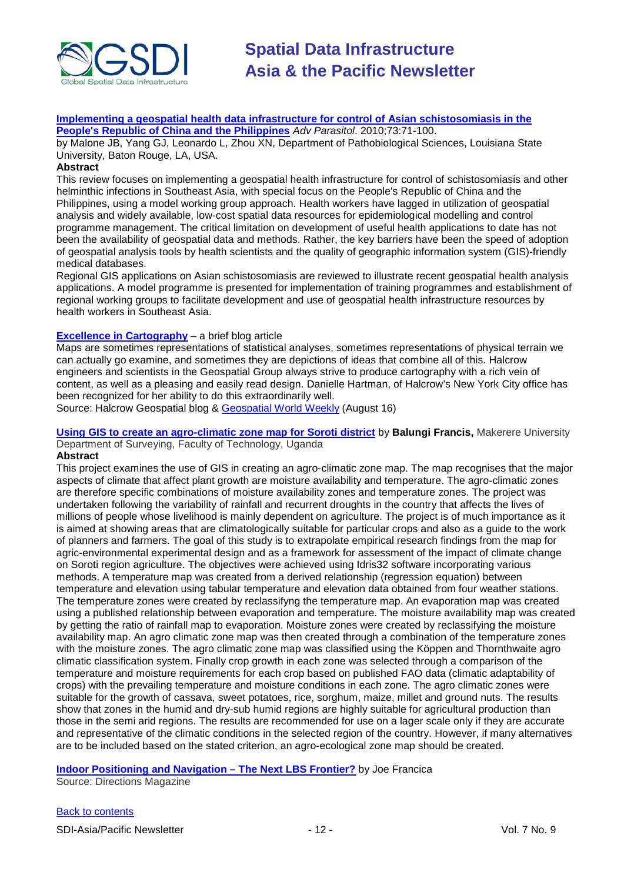**Implementing a geospatial health data infrastructure for control of Asian schistosomiasis in the People's Republic of China and the Philippines** *Adv Parasitol*. 2010;73:71-100.
by Malone JB, Yang GJ, Leonardo L, Zhou XN, Department of Pathobiological Sciences, Louisiana State University, Baton Rouge, LA, USA.

**Abstract**

This review focuses on implementing a geospatial health infrastructure for control of schistosomiasis and other helminthic infections in Southeast Asia, with special focus on the People's Republic of China and the Philippines, using a model working group approach. Health workers have lagged in utilization of geospatial analysis and widely available, low-cost spatial data resources for epidemiological modelling and control programme management. The critical limitation on development of useful health applications to date has not been the availability of geospatial data and methods. Rather, the key barriers have been the speed of adoption of geospatial analysis tools by health scientists and the quality of geographic information system (GIS)-friendly medical databases.

Regional GIS applications on Asian schistosomiasis are reviewed to illustrate recent geospatial health analysis applications. A model programme is presented for implementation of training programmes and establishment of regional working groups to facilitate development and use of geospatial health infrastructure resources by health workers in Southeast Asia.

**Excellence in Cartography** – a brief blog article

Maps are sometimes representations of statistical analyses, sometimes representations of physical terrain we can actually go examine, and sometimes they are depictions of ideas that combine all of this. Halcrow engineers and scientists in the Geospatial Group always strive to produce cartography with a rich vein of content, as well as a pleasing and easily read design. Danielle Hartman, of Halcrow's New York City office has been recognized for her ability to do this extraordinarily well.

Source: Halcrow Geospatial blog & Geospatial World Weekly (August 16)

**Using GIS to create an agro-climatic zone map for Soroti district** by **Balungi Francis,** Makerere University Department of Surveying, Faculty of Technology, Uganda

**Abstract**

This project examines the use of GIS in creating an agro-climatic zone map. The map recognises that the major aspects of climate that affect plant growth are moisture availability and temperature. The agro-climatic zones are therefore specific combinations of moisture availability zones and temperature zones. The project was undertaken following the variability of rainfall and recurrent droughts in the country that affects the lives of millions of people whose livelihood is mainly dependent on agriculture. The project is of much importance as it is aimed at showing areas that are climatologically suitable for particular crops and also as a guide to the work of planners and farmers. The goal of this study is to extrapolate empirical research findings from the map for agric-environmental experimental design and as a framework for assessment of the impact of climate change on Soroti region agriculture. The objectives were achieved using Idris32 software incorporating various methods. A temperature map was created from a derived relationship (regression equation) between temperature and elevation using tabular temperature and elevation data obtained from four weather stations. The temperature zones were created by reclassifyng the temperature map. An evaporation map was created using a published relationship between evaporation and temperature. The moisture availability map was created by getting the ratio of rainfall map to evaporation. Moisture zones were created by reclassifying the moisture availability map. An agro climatic zone map was then created through a combination of the temperature zones with the moisture zones. The agro climatic zone map was classified using the Köppen and Thornthwaite agro climatic classification system. Finally crop growth in each zone was selected through a comparison of the temperature and moisture requirements for each crop based on published FAO data (climatic adaptability of crops) with the prevailing temperature and moisture conditions in each zone. The agro climatic zones were suitable for the growth of cassava, sweet potatoes, rice, sorghum, maize, millet and ground nuts. The results show that zones in the humid and dry-sub humid regions are highly suitable for agricultural production than those in the semi arid regions. The results are recommended for use on a lager scale only if they are accurate and representative of the climatic conditions in the selected region of the country. However, if many alternatives are to be included based on the stated criterion, an agro-ecological zone map should be created.

**Indoor Positioning and Navigation – The Next LBS Frontier?** by Joe Francica
Source: Directions Magazine

Back to contents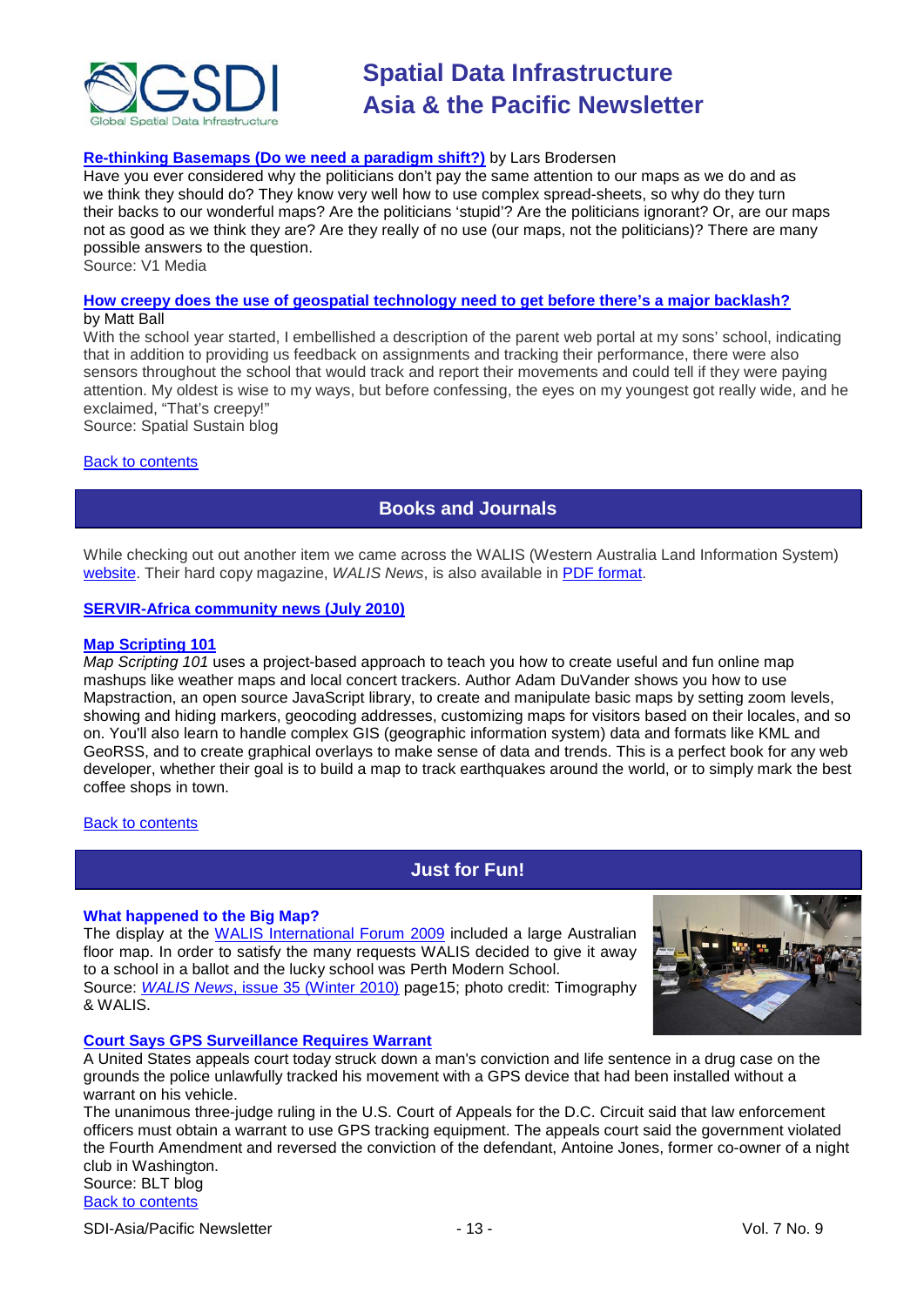**Re-thinking Basemaps (Do we need a paradigm shift?)** by Lars Brodersen
Have you ever considered why the politicians don't pay the same attention to our maps as we do and as we think they should do? They know very well how to use complex spread-sheets, so why do they turn their backs to our wonderful maps? Are the politicians 'stupid'? Are the politicians ignorant? Or, are our maps not as good as we think they are? Are they really of no use (our maps, not the politicians)? There are many possible answers to the question.
Source: V1 Media

**How creepy does the use of geospatial technology need to get before there's a major backlash?**
by Matt Ball
With the school year started, I embellished a description of the parent web portal at my sons' school, indicating that in addition to providing us feedback on assignments and tracking their performance, there were also sensors throughout the school that would track and report their movements and could tell if they were paying attention. My oldest is wise to my ways, but before confessing, the eyes on my youngest got really wide, and he exclaimed, "That's creepy!"
Source: Spatial Sustain blog

Back to contents

## Books and Journals

While checking out out another item we came across the WALIS (Western Australia Land Information System) website. Their hard copy magazine, *WALIS News*, is also available in PDF format.

**SERVIR-Africa community news (July 2010)**

**Map Scripting 101**
*Map Scripting 101* uses a project-based approach to teach you how to create useful and fun online map mashups like weather maps and local concert trackers. Author Adam DuVander shows you how to use Mapstraction, an open source JavaScript library, to create and manipulate basic maps by setting zoom levels, showing and hiding markers, geocoding addresses, customizing maps for visitors based on their locales, and so on. You'll also learn to handle complex GIS (geographic information system) data and formats like KML and GeoRSS, and to create graphical overlays to make sense of data and trends. This is a perfect book for any web developer, whether their goal is to build a map to track earthquakes around the world, or to simply mark the best coffee shops in town.

Back to contents

## Just for Fun!

**What happened to the Big Map?**
The display at the WALIS International Forum 2009 included a large Australian floor map. In order to satisfy the many requests WALIS decided to give it away to a school in a ballot and the lucky school was Perth Modern School.
Source: *WALIS News*, issue 35 (Winter 2010) page15; photo credit: Timography & WALIS.

**Court Says GPS Surveillance Requires Warrant**
A United States appeals court today struck down a man's conviction and life sentence in a drug case on the grounds the police unlawfully tracked his movement with a GPS device that had been installed without a warrant on his vehicle.
The unanimous three-judge ruling in the U.S. Court of Appeals for the D.C. Circuit said that law enforcement officers must obtain a warrant to use GPS tracking equipment. The appeals court said the government violated the Fourth Amendment and reversed the conviction of the defendant, Antoine Jones, former co-owner of a night club in Washington.
Source: BLT blog
Back to contents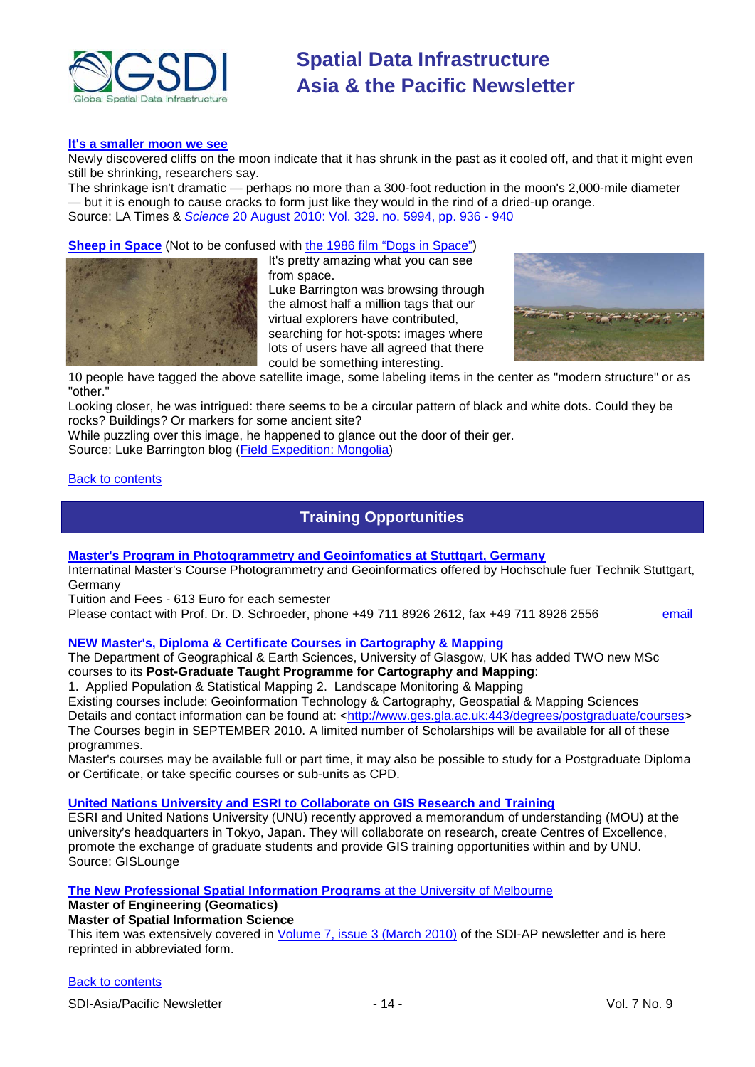**It's a smaller moon we see**

Newly discovered cliffs on the moon indicate that it has shrunk in the past as it cooled off, and that it might even still be shrinking, researchers say.

The shrinkage isn't dramatic — perhaps no more than a 300-foot reduction in the moon's 2,000-mile diameter — but it is enough to cause cracks to form just like they would in the rind of a dried-up orange.

Source: LA Times & *Science* 20 August 2010: Vol. 329. no. 5994, pp. 936 - 940

**Sheep in Space** (Not to be confused with the 1986 film "Dogs in Space")

It's pretty amazing what you can see from space.

Luke Barrington was browsing through the almost half a million tags that our virtual explorers have contributed, searching for hot-spots: images where lots of users have all agreed that there could be something interesting.

10 people have tagged the above satellite image, some labeling items in the center as "modern structure" or as "other."

Looking closer, he was intrigued: there seems to be a circular pattern of black and white dots. Could they be rocks? Buildings? Or markers for some ancient site?

While puzzling over this image, he happened to glance out the door of their ger.

Source: Luke Barrington blog (Field Expedition: Mongolia)

Back to contents

## Training Opportunities

**Master's Program in Photogrammetry and Geoinfomatics at Stuttgart, Germany**

Internatinal Master's Course Photogrammetry and Geoinformatics offered by Hochschule fuer Technik Stuttgart, Germany

Tuition and Fees - 613 Euro for each semester

Please contact with Prof. Dr. D. Schroeder, phone +49 711 8926 2612, fax +49 711 8926 2556 email

**NEW Master's, Diploma & Certificate Courses in Cartography & Mapping**

The Department of Geographical & Earth Sciences, University of Glasgow, UK has added TWO new MSc courses to its **Post-Graduate Taught Programme for Cartography and Mapping**:

1. Applied Population & Statistical Mapping 2. Landscape Monitoring & Mapping

Existing courses include: Geoinformation Technology & Cartography, Geospatial & Mapping Sciences

Details and contact information can be found at: <http://www.ges.gla.ac.uk:443/degrees/postgraduate/courses>

The Courses begin in SEPTEMBER 2010. A limited number of Scholarships will be available for all of these programmes.

Master's courses may be available full or part time, it may also be possible to study for a Postgraduate Diploma or Certificate, or take specific courses or sub-units as CPD.

**United Nations University and ESRI to Collaborate on GIS Research and Training**

ESRI and United Nations University (UNU) recently approved a memorandum of understanding (MOU) at the university's headquarters in Tokyo, Japan. They will collaborate on research, create Centres of Excellence, promote the exchange of graduate students and provide GIS training opportunities within and by UNU.

Source: GISLounge

**The New Professional Spatial Information Programs** at the University of Melbourne

**Master of Engineering (Geomatics)**

**Master of Spatial Information Science**

This item was extensively covered in Volume 7, issue 3 (March 2010) of the SDI-AP newsletter and is here reprinted in abbreviated form.

Back to contents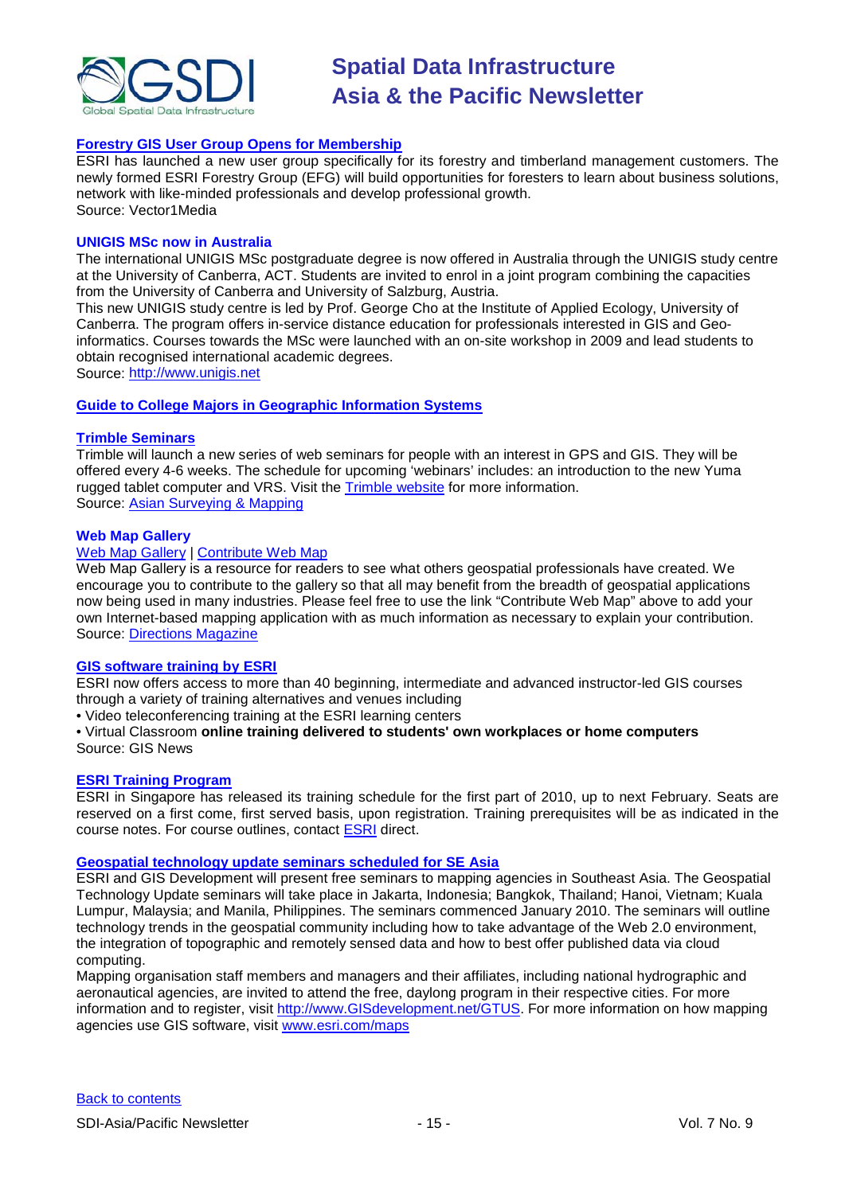### Forestry GIS User Group Opens for Membership

ESRI has launched a new user group specifically for its forestry and timberland management customers. The newly formed ESRI Forestry Group (EFG) will build opportunities for foresters to learn about business solutions, network with like-minded professionals and develop professional growth.
Source: Vector1Media

### UNIGIS MSc now in Australia

The international UNIGIS MSc postgraduate degree is now offered in Australia through the UNIGIS study centre at the University of Canberra, ACT. Students are invited to enrol in a joint program combining the capacities from the University of Canberra and University of Salzburg, Austria.
This new UNIGIS study centre is led by Prof. George Cho at the Institute of Applied Ecology, University of Canberra. The program offers in-service distance education for professionals interested in GIS and Geo-informatics. Courses towards the MSc were launched with an on-site workshop in 2009 and lead students to obtain recognised international academic degrees.
Source: http://www.unigis.net

### Guide to College Majors in Geographic Information Systems

### Trimble Seminars

Trimble will launch a new series of web seminars for people with an interest in GPS and GIS. They will be offered every 4-6 weeks. The schedule for upcoming 'webinars' includes: an introduction to the new Yuma rugged tablet computer and VRS. Visit the Trimble website for more information.
Source: Asian Surveying & Mapping

### Web Map Gallery

Web Map Gallery | Contribute Web Map
Web Map Gallery is a resource for readers to see what others geospatial professionals have created. We encourage you to contribute to the gallery so that all may benefit from the breadth of geospatial applications now being used in many industries. Please feel free to use the link "Contribute Web Map" above to add your own Internet-based mapping application with as much information as necessary to explain your contribution.
Source: Directions Magazine

### GIS software training by ESRI

ESRI now offers access to more than 40 beginning, intermediate and advanced instructor-led GIS courses through a variety of training alternatives and venues including

- Video teleconferencing training at the ESRI learning centers
- Virtual Classroom **online training delivered to students' own workplaces or home computers**

Source: GIS News

### ESRI Training Program

ESRI in Singapore has released its training schedule for the first part of 2010, up to next February. Seats are reserved on a first come, first served basis, upon registration. Training prerequisites will be as indicated in the course notes. For course outlines, contact ESRI direct.

### Geospatial technology update seminars scheduled for SE Asia

ESRI and GIS Development will present free seminars to mapping agencies in Southeast Asia. The Geospatial Technology Update seminars will take place in Jakarta, Indonesia; Bangkok, Thailand; Hanoi, Vietnam; Kuala Lumpur, Malaysia; and Manila, Philippines. The seminars commenced January 2010. The seminars will outline technology trends in the geospatial community including how to take advantage of the Web 2.0 environment, the integration of topographic and remotely sensed data and how to best offer published data via cloud computing.
Mapping organisation staff members and managers and their affiliates, including national hydrographic and aeronautical agencies, are invited to attend the free, daylong program in their respective cities. For more information and to register, visit http://www.GISdevelopment.net/GTUS. For more information on how mapping agencies use GIS software, visit www.esri.com/maps

Back to contents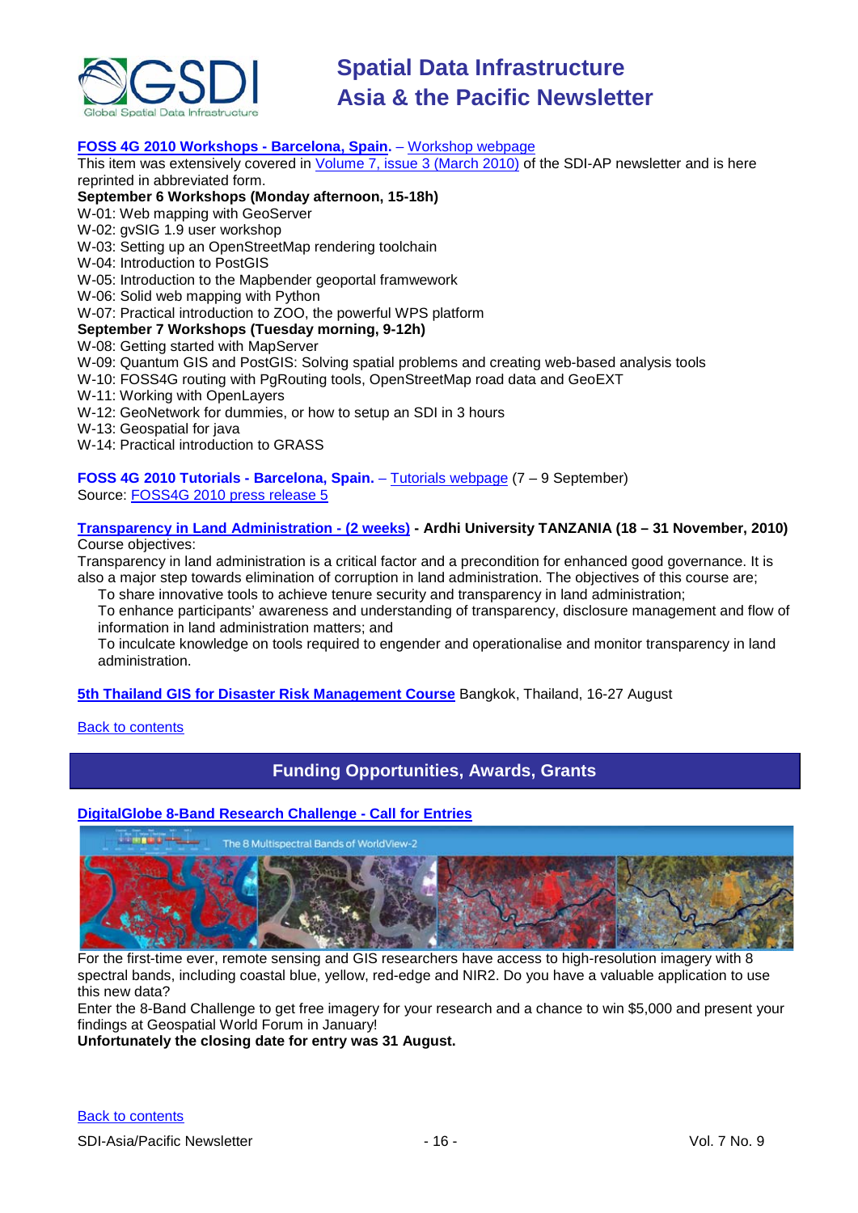**FOSS 4G 2010 Workshops - Barcelona, Spain.** – Workshop webpage

This item was extensively covered in Volume 7, issue 3 (March 2010) of the SDI-AP newsletter and is here reprinted in abbreviated form.

**September 6 Workshops (Monday afternoon, 15-18h)**

W-01: Web mapping with GeoServer
W-02: gvSIG 1.9 user workshop
W-03: Setting up an OpenStreetMap rendering toolchain
W-04: Introduction to PostGIS
W-05: Introduction to the Mapbender geoportal framwework
W-06: Solid web mapping with Python
W-07: Practical introduction to ZOO, the powerful WPS platform

**September 7 Workshops (Tuesday morning, 9-12h)**

W-08: Getting started with MapServer
W-09: Quantum GIS and PostGIS: Solving spatial problems and creating web-based analysis tools
W-10: FOSS4G routing with PgRouting tools, OpenStreetMap road data and GeoEXT
W-11: Working with OpenLayers
W-12: GeoNetwork for dummies, or how to setup an SDI in 3 hours
W-13: Geospatial for java
W-14: Practical introduction to GRASS

**FOSS 4G 2010 Tutorials - Barcelona, Spain.** – Tutorials webpage (7 – 9 September)
Source: FOSS4G 2010 press release 5

**Transparency in Land Administration - (2 weeks) - Ardhi University TANZANIA (18 – 31 November, 2010)**

Course objectives:

Transparency in land administration is a critical factor and a precondition for enhanced good governance. It is also a major step towards elimination of corruption in land administration. The objectives of this course are;

- To share innovative tools to achieve tenure security and transparency in land administration;
- To enhance participants' awareness and understanding of transparency, disclosure management and flow of information in land administration matters; and
- To inculcate knowledge on tools required to engender and operationalise and monitor transparency in land administration.

**5th Thailand GIS for Disaster Risk Management Course** Bangkok, Thailand, 16-27 August

Back to contents

## Funding Opportunities, Awards, Grants

**DigitalGlobe 8-Band Research Challenge - Call for Entries**

For the first-time ever, remote sensing and GIS researchers have access to high-resolution imagery with 8 spectral bands, including coastal blue, yellow, red-edge and NIR2. Do you have a valuable application to use this new data?

Enter the 8-Band Challenge to get free imagery for your research and a chance to win $5,000 and present your findings at Geospatial World Forum in January!

**Unfortunately the closing date for entry was 31 August.**

Back to contents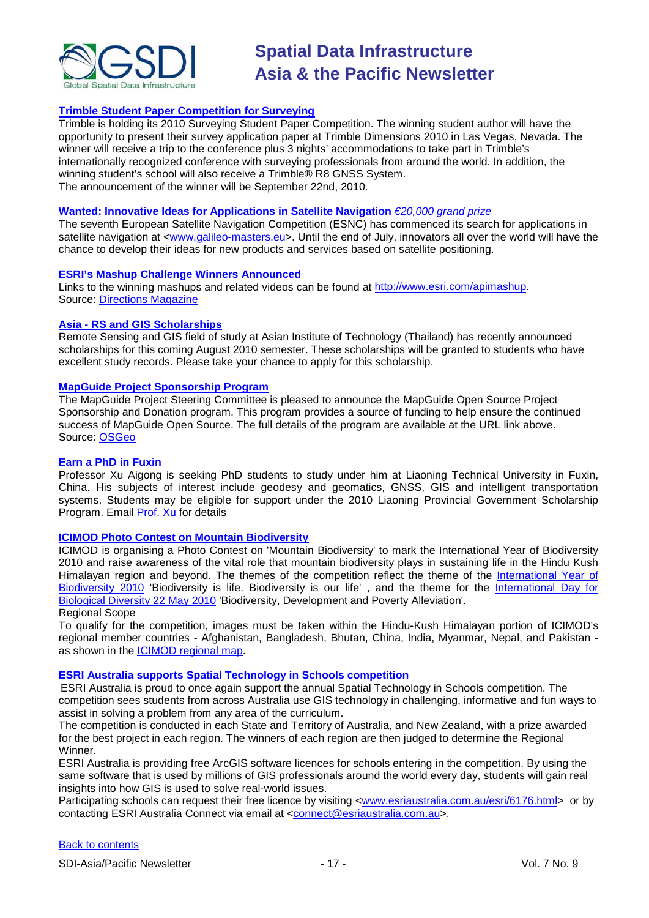### Trimble Student Paper Competition for Surveying

Trimble is holding its 2010 Surveying Student Paper Competition. The winning student author will have the opportunity to present their survey application paper at Trimble Dimensions 2010 in Las Vegas, Nevada. The winner will receive a trip to the conference plus 3 nights' accommodations to take part in Trimble's internationally recognized conference with surveying professionals from around the world. In addition, the winning student's school will also receive a Trimble® R8 GNSS System.
The announcement of the winner will be September 22nd, 2010.

### Wanted: Innovative Ideas for Applications in Satellite Navigation *€20,000 grand prize*

The seventh European Satellite Navigation Competition (ESNC) has commenced its search for applications in satellite navigation at <www.galileo-masters.eu>. Until the end of July, innovators all over the world will have the chance to develop their ideas for new products and services based on satellite positioning.

### ESRI's Mashup Challenge Winners Announced

Links to the winning mashups and related videos can be found at http://www.esri.com/apimashup.
Source: Directions Magazine

### Asia - RS and GIS Scholarships

Remote Sensing and GIS field of study at Asian Institute of Technology (Thailand) has recently announced scholarships for this coming August 2010 semester. These scholarships will be granted to students who have excellent study records. Please take your chance to apply for this scholarship.

### MapGuide Project Sponsorship Program

The MapGuide Project Steering Committee is pleased to announce the MapGuide Open Source Project Sponsorship and Donation program. This program provides a source of funding to help ensure the continued success of MapGuide Open Source. The full details of the program are available at the URL link above.
Source: OSGeo

### Earn a PhD in Fuxin

Professor Xu Aigong is seeking PhD students to study under him at Liaoning Technical University in Fuxin, China. His subjects of interest include geodesy and geomatics, GNSS, GIS and intelligent transportation systems. Students may be eligible for support under the 2010 Liaoning Provincial Government Scholarship Program. Email Prof. Xu for details

### ICIMOD Photo Contest on Mountain Biodiversity

ICIMOD is organising a Photo Contest on 'Mountain Biodiversity' to mark the International Year of Biodiversity 2010 and raise awareness of the vital role that mountain biodiversity plays in sustaining life in the Hindu Kush Himalayan region and beyond. The themes of the competition reflect the theme of the International Year of Biodiversity 2010 'Biodiversity is life. Biodiversity is our life' , and the theme for the International Day for Biological Diversity 22 May 2010 'Biodiversity, Development and Poverty Alleviation'.
Regional Scope
To qualify for the competition, images must be taken within the Hindu-Kush Himalayan portion of ICIMOD's regional member countries - Afghanistan, Bangladesh, Bhutan, China, India, Myanmar, Nepal, and Pakistan - as shown in the ICIMOD regional map.

### ESRI Australia supports Spatial Technology in Schools competition

ESRI Australia is proud to once again support the annual Spatial Technology in Schools competition. The competition sees students from across Australia use GIS technology in challenging, informative and fun ways to assist in solving a problem from any area of the curriculum.
The competition is conducted in each State and Territory of Australia, and New Zealand, with a prize awarded for the best project in each region. The winners of each region are then judged to determine the Regional Winner.
ESRI Australia is providing free ArcGIS software licences for schools entering in the competition. By using the same software that is used by millions of GIS professionals around the world every day, students will gain real insights into how GIS is used to solve real-world issues.
Participating schools can request their free licence by visiting <www.esriaustralia.com.au/esri/6176.html> or by contacting ESRI Australia Connect via email at <connect@esriaustralia.com.au>.

Back to contents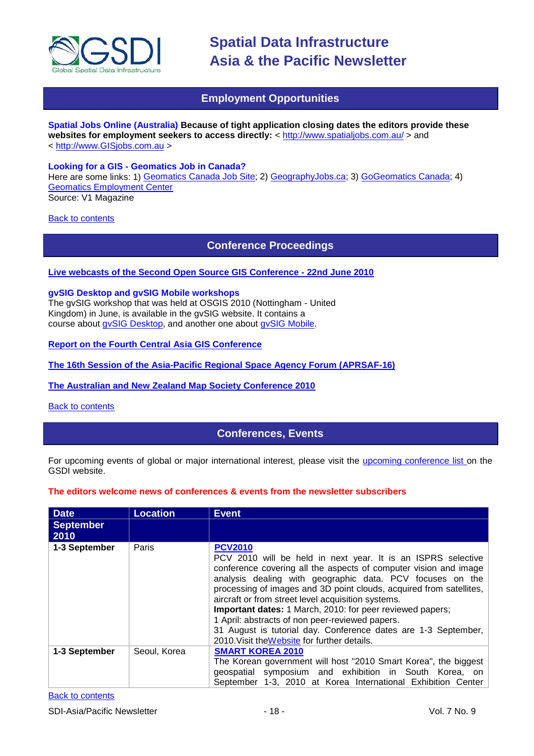## Employment Opportunities

**Spatial Jobs Online (Australia) Because of tight application closing dates the editors provide these websites for employment seekers to access directly:** < http://www.spatialjobs.com.au/ > and < http://www.GISjobs.com.au >

**Looking for a GIS - Geomatics Job in Canada?**
Here are some links: 1) Geomatics Canada Job Site; 2) GeographyJobs.ca; 3) GoGeomatics Canada; 4) Geomatics Employment Center
Source: V1 Magazine

Back to contents

## Conference Proceedings

**Live webcasts of the Second Open Source GIS Conference - 22nd June 2010**

**gvSIG Desktop and gvSIG Mobile workshops**
The gvSIG workshop that was held at OSGIS 2010 (Nottingham - United Kingdom) in June, is available in the gvSIG website. It contains a course about gvSIG Desktop, and another one about gvSIG Mobile.

**Report on the Fourth Central Asia GIS Conference**

**The 16th Session of the Asia-Pacific Regional Space Agency Forum (APRSAF-16)**

**The Australian and New Zealand Map Society Conference 2010**

Back to contents

## Conferences, Events

For upcoming events of global or major international interest, please visit the upcoming conference list on the GSDI website.

**The editors welcome news of conferences & events from the newsletter subscribers**

| Date | Location | Event |
|---|---|---|
| **September 2010** | | |
| **1-3 September** | Paris | **PCV2010**<br>PCV 2010 will be held in next year. It is an ISPRS selective conference covering all the aspects of computer vision and image analysis dealing with geographic data. PCV focuses on the processing of images and 3D point clouds, acquired from satellites, aircraft or from street level acquisition systems.<br>**Important dates:** 1 March, 2010: for peer reviewed papers;<br>1 April: abstracts of non peer-reviewed papers.<br>31 August is tutorial day. Conference dates are 1-3 September, 2010.Visit theWebsite for further details. |
| **1-3 September** | Seoul, Korea | **SMART KOREA 2010**<br>The Korean government will host "2010 Smart Korea", the biggest geospatial symposium and exhibition in South Korea, on September 1-3, 2010 at Korea International Exhibition Center |

Back to contents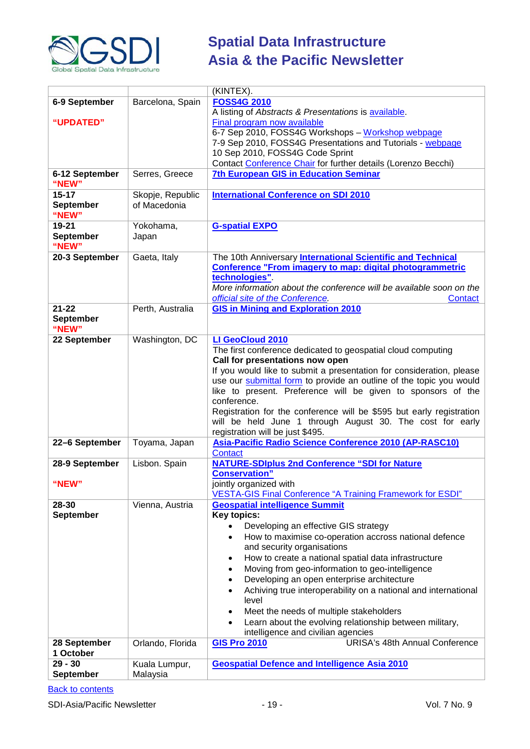| | | (KINTEX). |
|---|---|---|
| **6-9 September** **"UPDATED"** | Barcelona, Spain | **FOSS4G 2010** A listing of *Abstracts & Presentations* is available. Final program now available 6-7 Sep 2010, FOSS4G Workshops – Workshop webpage 7-9 Sep 2010, FOSS4G Presentations and Tutorials - webpage 10 Sep 2010, FOSS4G Code Sprint Contact Conference Chair for further details (Lorenzo Becchi) |
| **6-12 September** **"NEW"** | Serres, Greece | **7th European GIS in Education Seminar** |
| **15-17 September** **"NEW"** | Skopje, Republic of Macedonia | **International Conference on SDI 2010** |
| **19-21 September** **"NEW"** | Yokohama, Japan | **G-spatial EXPO** |
| **20-3 September** | Gaeta, Italy | The 10th Anniversary **International Scientific and Technical Conference "From imagery to map: digital photogrammetric technologies"**. *More information about the conference will be available soon on the official site of the Conference.* Contact |
| **21-22 September** **"NEW"** | Perth, Australia | **GIS in Mining and Exploration 2010** |
| **22 September** | Washington, DC | **LI GeoCloud 2010** The first conference dedicated to geospatial cloud computing **Call for presentations now open** If you would like to submit a presentation for consideration, please use our submittal form to provide an outline of the topic you would like to present. Preference will be given to sponsors of the conference. Registration for the conference will be $595 but early registration will be held June 1 through August 30. The cost for early registration will be just $495. |
| **22–6 September** | Toyama, Japan | **Asia-Pacific Radio Science Conference 2010 (AP-RASC10)** Contact |
| **28-9 September** **"NEW"** | Lisbon. Spain | **NATURE-SDIplus 2nd Conference "SDI for Nature Conservation"** jointly organized with VESTA-GIS Final Conference "A Training Framework for ESDI" |
| **28-30 September** | Vienna, Austria | **Geospatial intelligence Summit** **Key topics:** • Developing an effective GIS strategy • How to maximise co-operation accross national defence and security organisations • How to create a national spatial data infrastructure • Moving from geo-information to geo-intelligence • Developing an open enterprise architecture • Achiving true interoperability on a national and international level • Meet the needs of multiple stakeholders • Learn about the evolving relationship between military, intelligence and civilian agencies |
| **28 September 1 October** | Orlando, Florida | **GIS Pro 2010** URISA's 48th Annual Conference |
| **29 - 30 September** | Kuala Lumpur, Malaysia | **Geospatial Defence and Intelligence Asia 2010** |

Back to contents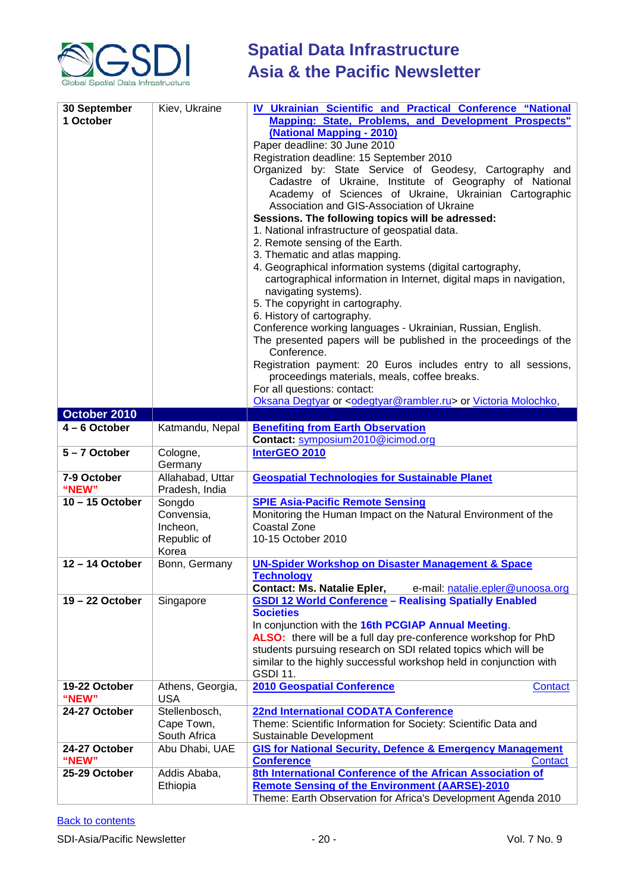| | | |
|---|---|---|
| **30 September 1 October** | Kiev, Ukraine | **IV Ukrainian Scientific and Practical Conference "National Mapping: State, Problems, and Development Prospects" (National Mapping - 2010)**<br>Paper deadline: 30 June 2010<br>Registration deadline: 15 September 2010<br>Organized by: State Service of Geodesy, Cartography and Cadastre of Ukraine, Institute of Geography of National Academy of Sciences of Ukraine, Ukrainian Cartographic Association and GIS-Association of Ukraine<br>**Sessions. The following topics will be adressed:**<br>1. National infrastructure of geospatial data.<br>2. Remote sensing of the Earth.<br>3. Thematic and atlas mapping.<br>4. Geographical information systems (digital cartography, cartographical information in Internet, digital maps in navigation, navigating systems).<br>5. The copyright in cartography.<br>6. History of cartography.<br>Conference working languages - Ukrainian, Russian, English.<br>The presented papers will be published in the proceedings of the Conference.<br>Registration payment: 20 Euros includes entry to all sessions, proceedings materials, meals, coffee breaks.<br>For all questions: contact:<br>Oksana Degtyar or <odegtyar@rambler.ru> or Victoria Molochko, |
| **October 2010** | | |
| **4 – 6 October** | Katmandu, Nepal | **Benefiting from Earth Observation**<br>**Contact:** symposium2010@icimod.org |
| **5 – 7 October** | Cologne, Germany | **InterGEO 2010** |
| **7-9 October "NEW"** | Allahabad, Uttar Pradesh, India | **Geospatial Technologies for Sustainable Planet** |
| **10 – 15 October** | Songdo Convensia, Incheon, Republic of Korea | **SPIE Asia-Pacific Remote Sensing**<br>Monitoring the Human Impact on the Natural Environment of the Coastal Zone<br>10-15 October 2010 |
| **12 – 14 October** | Bonn, Germany | **UN-Spider Workshop on Disaster Management & Space Technology**<br>**Contact: Ms. Natalie Epler,** e-mail: natalie.epler@unoosa.org |
| **19 – 22 October** | Singapore | **GSDI 12 World Conference – Realising Spatially Enabled Societies**<br>In conjunction with the **16th PCGIAP Annual Meeting**.<br>**ALSO:** there will be a full day pre-conference workshop for PhD students pursuing research on SDI related topics which will be similar to the highly successful workshop held in conjunction with GSDI 11. |
| **19-22 October "NEW"** | Athens, Georgia, USA | **2010 Geospatial Conference** Contact |
| **24-27 October** | Stellenbosch, Cape Town, South Africa | **22nd International CODATA Conference**<br>Theme: Scientific Information for Society: Scientific Data and Sustainable Development |
| **24-27 October "NEW"** | Abu Dhabi, UAE | **GIS for National Security, Defence & Emergency Management Conference** Contact |
| **25-29 October** | Addis Ababa, Ethiopia | **8th International Conference of the African Association of Remote Sensing of the Environment (AARSE)-2010**<br>Theme: Earth Observation for Africa's Development Agenda 2010 |

Back to contents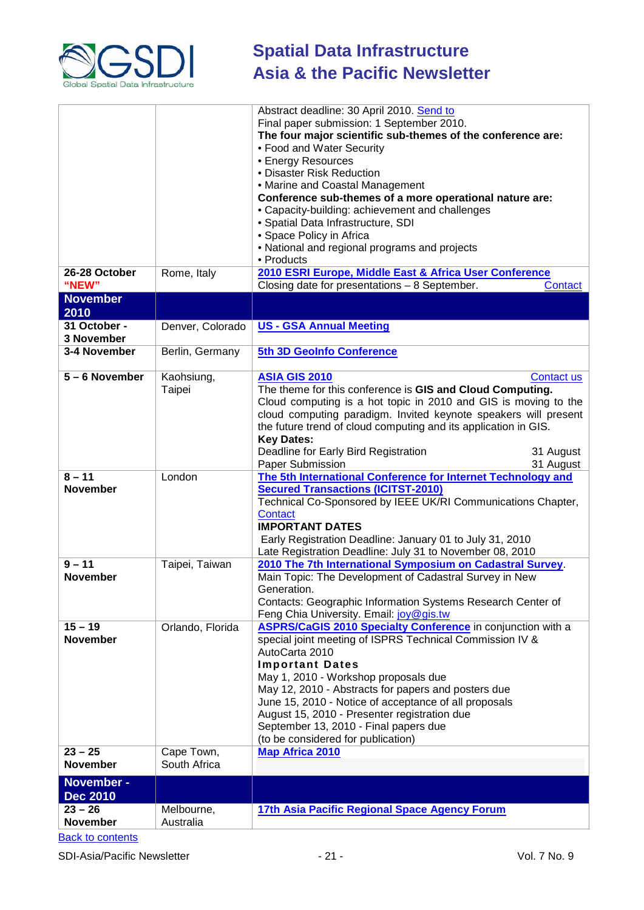| | | |
|---|---|---|
| | | Abstract deadline: 30 April 2010. Send to<br>Final paper submission: 1 September 2010.<br>**The four major scientific sub-themes of the conference are:**<br>• Food and Water Security<br>• Energy Resources<br>• Disaster Risk Reduction<br>• Marine and Coastal Management<br>**Conference sub-themes of a more operational nature are:**<br>• Capacity-building: achievement and challenges<br>• Spatial Data Infrastructure, SDI<br>• Space Policy in Africa<br>• National and regional programs and projects<br>• Products |
| **26-28 October "NEW"** | Rome, Italy | **2010 ESRI Europe, Middle East & Africa User Conference**<br>Closing date for presentations – 8 September. Contact |
| **November 2010** | | |
| **31 October - 3 November** | Denver, Colorado | **US - GSA Annual Meeting** |
| **3-4 November** | Berlin, Germany | **5th 3D GeoInfo Conference** |
| **5 – 6 November** | Kaohsiung, Taipei | **ASIA GIS 2010** Contact us<br>The theme for this conference is **GIS and Cloud Computing.** Cloud computing is a hot topic in 2010 and GIS is moving to the cloud computing paradigm. Invited keynote speakers will present the future trend of cloud computing and its application in GIS.<br>**Key Dates:**<br>Deadline for Early Bird Registration 31 August<br>Paper Submission 31 August |
| **8 – 11 November** | London | **The 5th International Conference for Internet Technology and Secured Transactions (ICITST-2010)**<br>Technical Co-Sponsored by IEEE UK/RI Communications Chapter, Contact<br>**IMPORTANT DATES**<br>Early Registration Deadline: January 01 to July 31, 2010<br>Late Registration Deadline: July 31 to November 08, 2010 |
| **9 – 11 November** | Taipei, Taiwan | **2010 The 7th International Symposium on Cadastral Survey**.<br>Main Topic: The Development of Cadastral Survey in New Generation.<br>Contacts: Geographic Information Systems Research Center of Feng Chia University. Email: joy@gis.tw |
| **15 – 19 November** | Orlando, Florida | **ASPRS/CaGIS 2010 Specialty Conference** in conjunction with a special joint meeting of ISPRS Technical Commission IV & AutoCarta 2010<br>**Important Dates**<br>May 1, 2010 - Workshop proposals due<br>May 12, 2010 - Abstracts for papers and posters due<br>June 15, 2010 - Notice of acceptance of all proposals<br>August 15, 2010 - Presenter registration due<br>September 13, 2010 - Final papers due<br>(to be considered for publication) |
| **23 – 25 November** | Cape Town, South Africa | **Map Africa 2010** |
| **November - Dec 2010** | | |
| **23 – 26 November** | Melbourne, Australia | **17th Asia Pacific Regional Space Agency Forum** |

Back to contents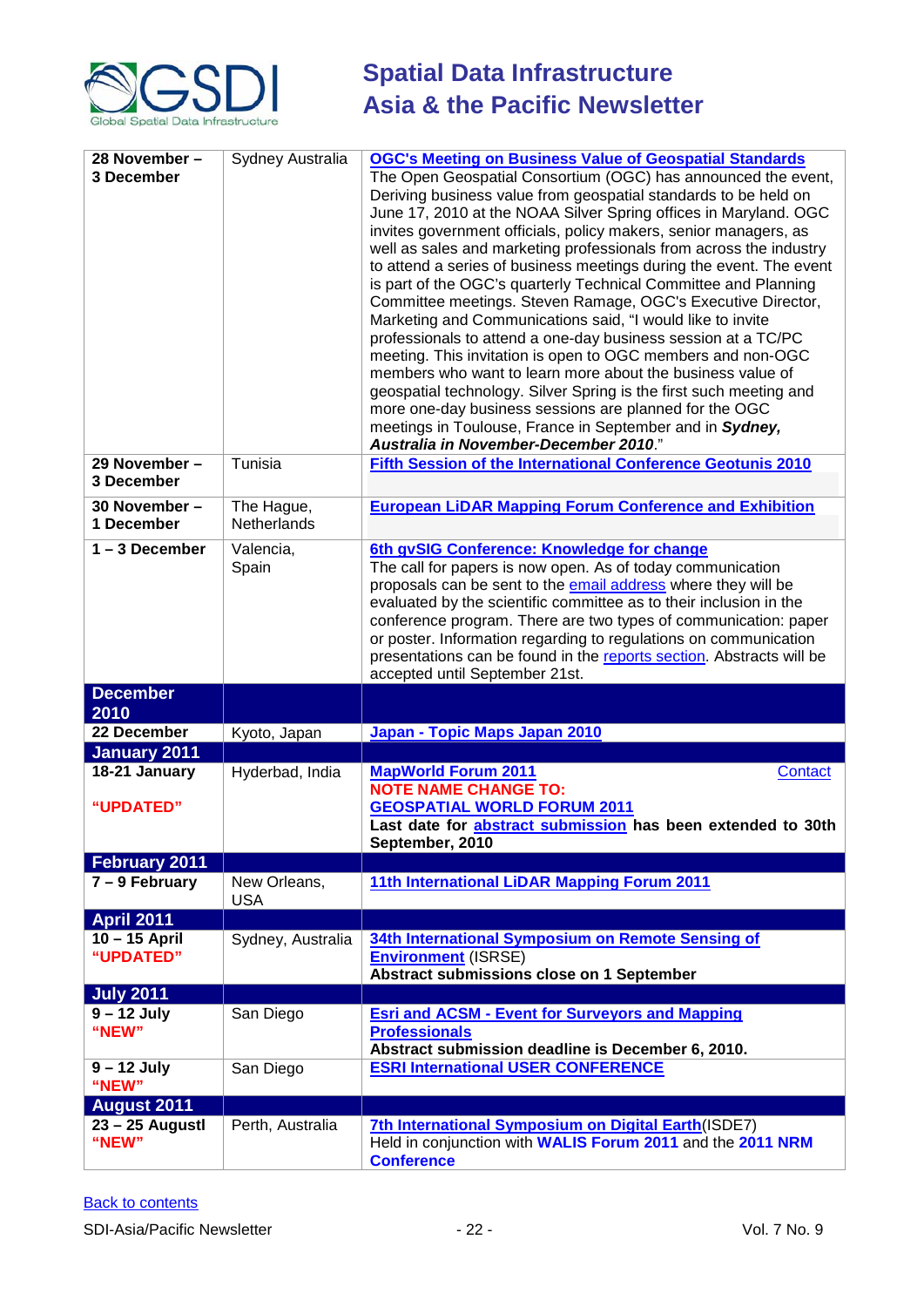| 28 November – 3 December | Sydney Australia | **OGC's Meeting on Business Value of Geospatial Standards** The Open Geospatial Consortium (OGC) has announced the event, Deriving business value from geospatial standards to be held on June 17, 2010 at the NOAA Silver Spring offices in Maryland. OGC invites government officials, policy makers, senior managers, as well as sales and marketing professionals from across the industry to attend a series of business meetings during the event. The event is part of the OGC's quarterly Technical Committee and Planning Committee meetings. Steven Ramage, OGC's Executive Director, Marketing and Communications said, "I would like to invite professionals to attend a one-day business session at a TC/PC meeting. This invitation is open to OGC members and non-OGC members who want to learn more about the business value of geospatial technology. Silver Spring is the first such meeting and more one-day business sessions are planned for the OGC meetings in Toulouse, France in September and in ***Sydney, Australia in November-December 2010***." |
|---|---|---|
| **29 November – 3 December** | Tunisia | **Fifth Session of the International Conference Geotunis 2010** |
| **30 November – 1 December** | The Hague, Netherlands | **European LiDAR Mapping Forum Conference and Exhibition** |
| **1 – 3 December** | Valencia, Spain | **6th gvSIG Conference: Knowledge for change** The call for papers is now open. As of today communication proposals can be sent to the email address where they will be evaluated by the scientific committee as to their inclusion in the conference program. There are two types of communication: paper or poster. Information regarding to regulations on communication presentations can be found in the reports section. Abstracts will be accepted until September 21st. |
| **December 2010** | | |
| **22 December** | Kyoto, Japan | **Japan - Topic Maps Japan 2010** |
| **January 2011** | | |
| **18-21 January** **"UPDATED"** | Hyderbad, India | **MapWorld Forum 2011** Contact **NOTE NAME CHANGE TO: GEOSPATIAL WORLD FORUM 2011** **Last date for abstract submission has been extended to 30th September, 2010** |
| **February 2011** | | |
| **7 – 9 February** | New Orleans, USA | **11th International LiDAR Mapping Forum 2011** |
| **April 2011** | | |
| **10 – 15 April** **"UPDATED"** | Sydney, Australia | **34th International Symposium on Remote Sensing of Environment** (ISRSE) **Abstract submissions close on 1 September** |
| **July 2011** | | |
| **9 – 12 July** **"NEW"** | San Diego | **Esri and ACSM - Event for Surveyors and Mapping Professionals** **Abstract submission deadline is December 6, 2010.** |
| **9 – 12 July** **"NEW"** | San Diego | **ESRI International USER CONFERENCE** |
| **August 2011** | | |
| **23 – 25 Augustl** **"NEW"** | Perth, Australia | **7th International Symposium on Digital Earth**(ISDE7) Held in conjunction with **WALIS Forum 2011** and the **2011 NRM Conference** |

Back to contents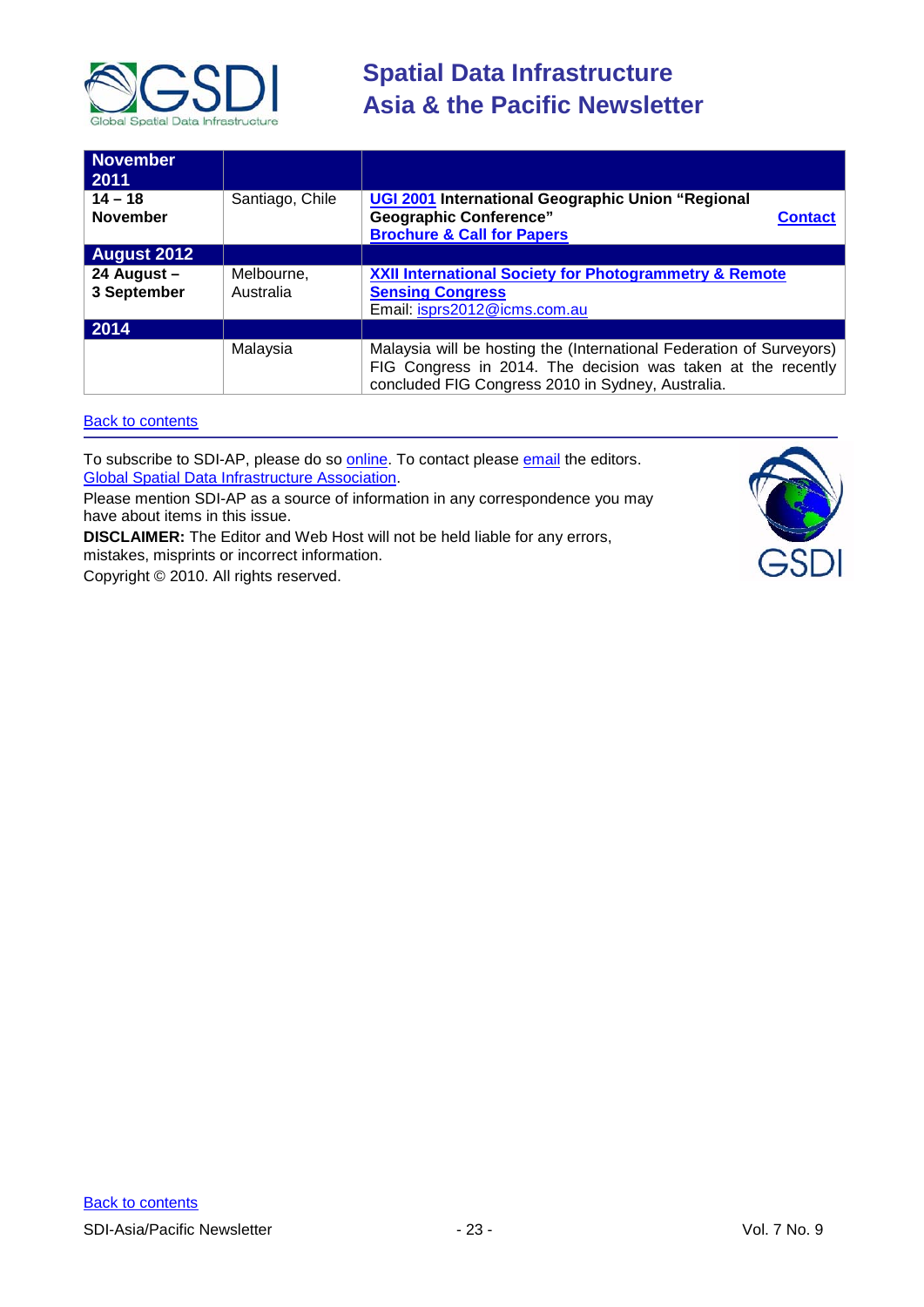| | | |
|---|---|---|
| **November 2011** | | |
| **14 – 18 November** | Santiago, Chile | **UGI 2001 International Geographic Union "Regional Geographic Conference"** **Contact** **Brochure & Call for Papers** |
| **August 2012** | | |
| **24 August – 3 September** | Melbourne, Australia | **XXII International Society for Photogrammetry & Remote Sensing Congress** Email: isprs2012@icms.com.au |
| **2014** | | |
| | Malaysia | Malaysia will be hosting the (International Federation of Surveyors) FIG Congress in 2014. The decision was taken at the recently concluded FIG Congress 2010 in Sydney, Australia. |

Back to contents

To subscribe to SDI-AP, please do so online. To contact please email the editors.
Global Spatial Data Infrastructure Association.

Please mention SDI-AP as a source of information in any correspondence you may have about items in this issue.

**DISCLAIMER:** The Editor and Web Host will not be held liable for any errors, mistakes, misprints or incorrect information.

Copyright © 2010. All rights reserved.

Back to contents